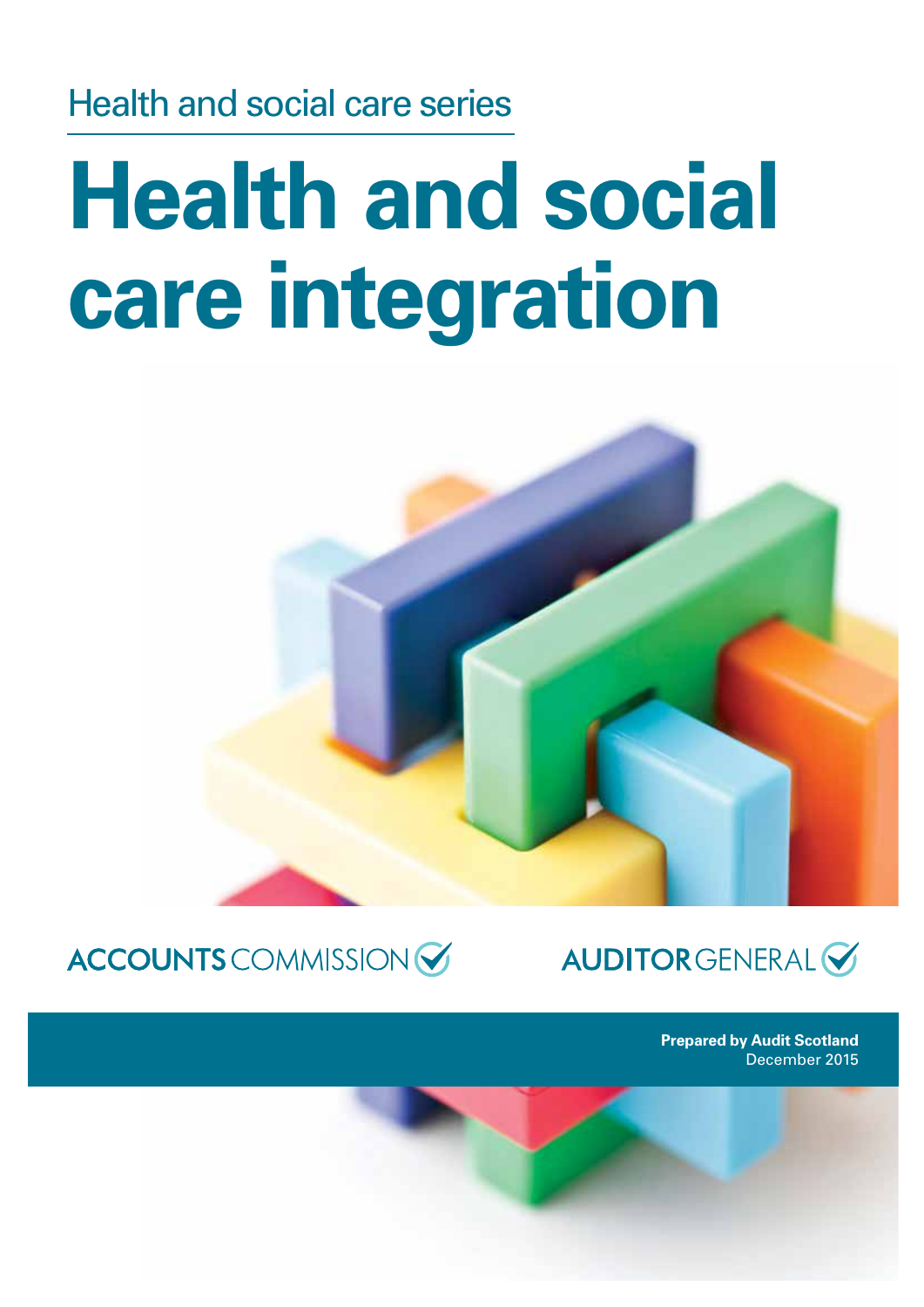Health and social care series

# Health and social care integration

ACCOUNTS COMMISSION

AUDITOR GENERAL

**Prepared by Audit Scotland**
December 2015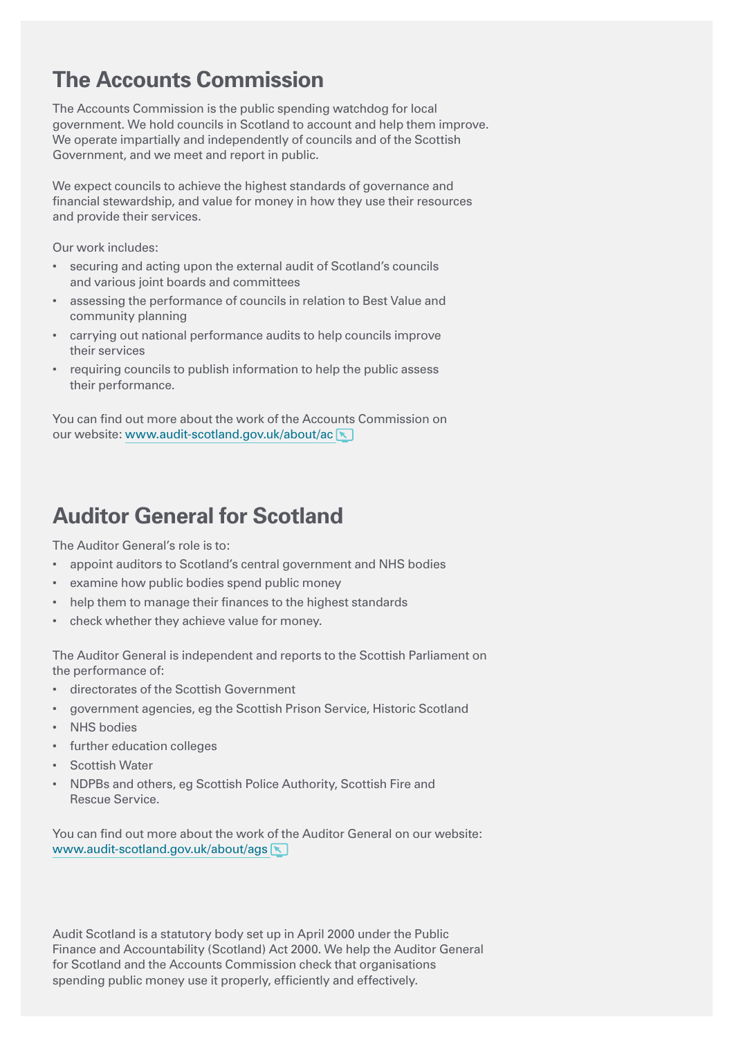## The Accounts Commission

The Accounts Commission is the public spending watchdog for local government. We hold councils in Scotland to account and help them improve. We operate impartially and independently of councils and of the Scottish Government, and we meet and report in public.

We expect councils to achieve the highest standards of governance and financial stewardship, and value for money in how they use their resources and provide their services.

Our work includes:

- securing and acting upon the external audit of Scotland's councils and various joint boards and committees
- assessing the performance of councils in relation to Best Value and community planning
- carrying out national performance audits to help councils improve their services
- requiring councils to publish information to help the public assess their performance.

You can find out more about the work of the Accounts Commission on our website: www.audit-scotland.gov.uk/about/ac

## Auditor General for Scotland

The Auditor General's role is to:

- appoint auditors to Scotland's central government and NHS bodies
- examine how public bodies spend public money
- help them to manage their finances to the highest standards
- check whether they achieve value for money.

The Auditor General is independent and reports to the Scottish Parliament on the performance of:

- directorates of the Scottish Government
- government agencies, eg the Scottish Prison Service, Historic Scotland
- NHS bodies
- further education colleges
- Scottish Water
- NDPBs and others, eg Scottish Police Authority, Scottish Fire and Rescue Service.

You can find out more about the work of the Auditor General on our website: www.audit-scotland.gov.uk/about/ags

Audit Scotland is a statutory body set up in April 2000 under the Public Finance and Accountability (Scotland) Act 2000. We help the Auditor General for Scotland and the Accounts Commission check that organisations spending public money use it properly, efficiently and effectively.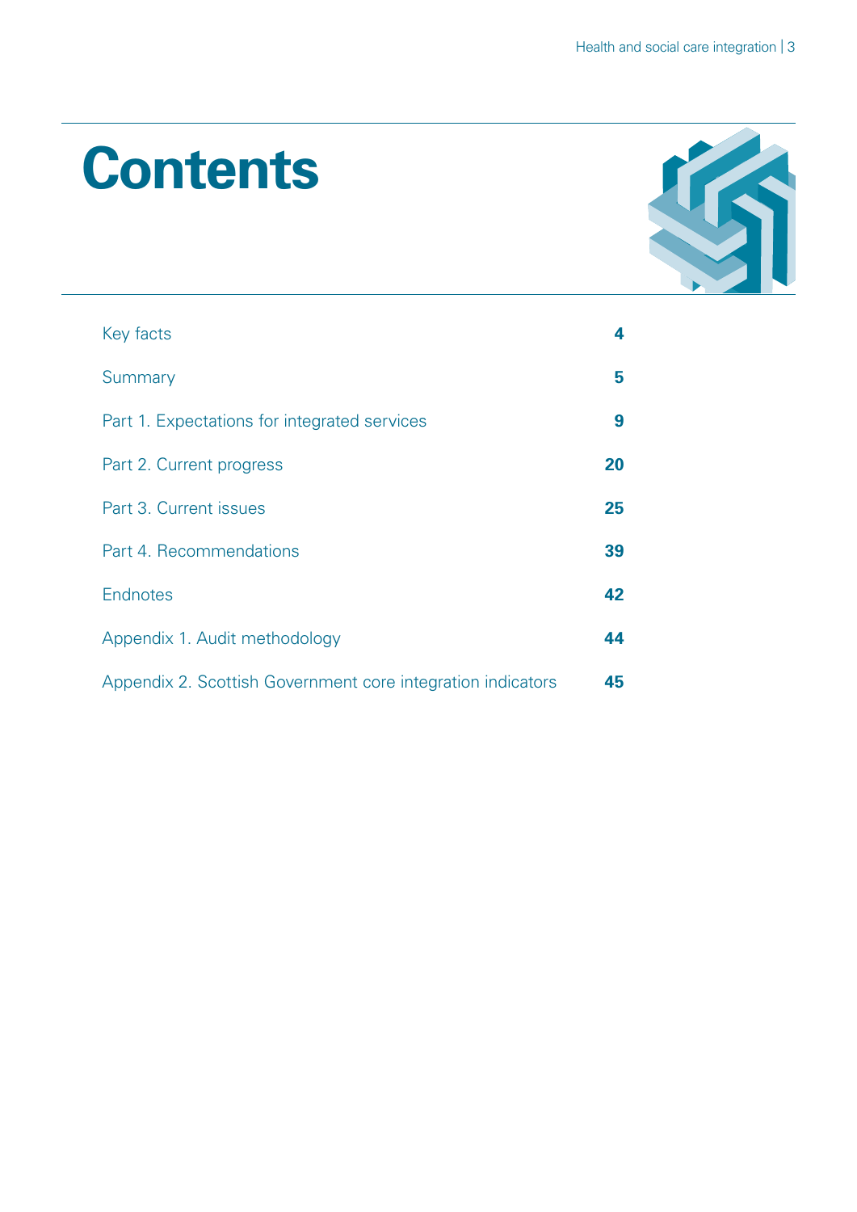# Contents

| | |
|---|---|
| Key facts | 4 |
| Summary | 5 |
| Part 1. Expectations for integrated services | 9 |
| Part 2. Current progress | 20 |
| Part 3. Current issues | 25 |
| Part 4. Recommendations | 39 |
| Endnotes | 42 |
| Appendix 1. Audit methodology | 44 |
| Appendix 2. Scottish Government core integration indicators | 45 |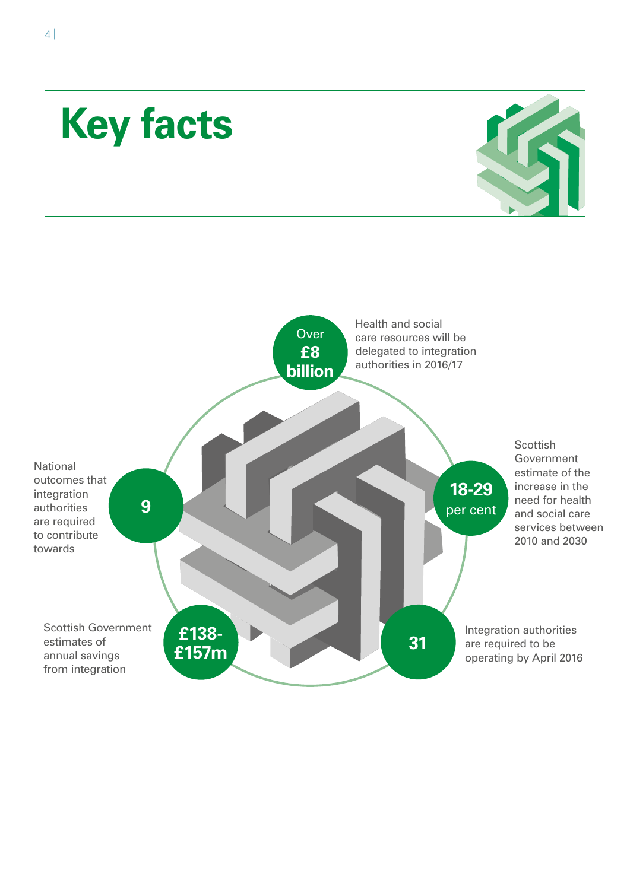# Key facts

**Over £8 billion** Health and social care resources will be delegated to integration authorities in 2016/17

**18-29 per cent** Scottish Government estimate of the increase in the need for health and social care services between 2010 and 2030

**31** Integration authorities are required to be operating by April 2016

**£138-£157m** Scottish Government estimates of annual savings from integration

**9** National outcomes that integration authorities are required to contribute towards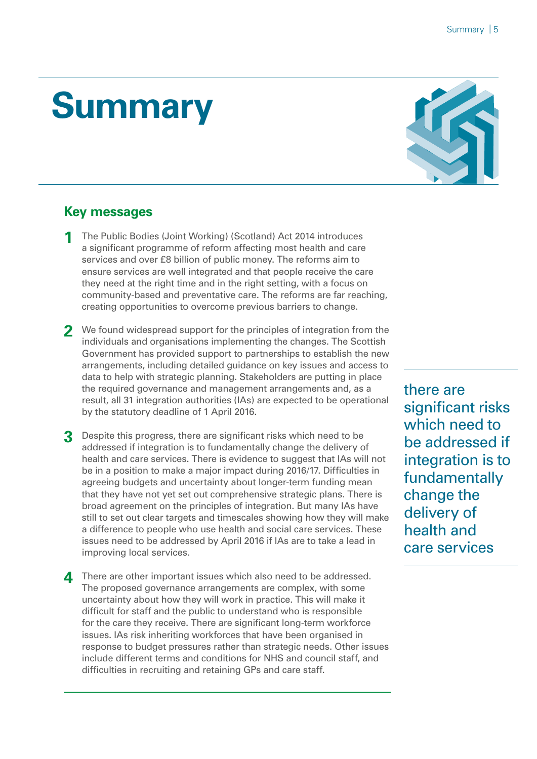# Summary

## Key messages

1. The Public Bodies (Joint Working) (Scotland) Act 2014 introduces a significant programme of reform affecting most health and care services and over £8 billion of public money. The reforms aim to ensure services are well integrated and that people receive the care they need at the right time and in the right setting, with a focus on community-based and preventative care. The reforms are far reaching, creating opportunities to overcome previous barriers to change.

2. We found widespread support for the principles of integration from the individuals and organisations implementing the changes. The Scottish Government has provided support to partnerships to establish the new arrangements, including detailed guidance on key issues and access to data to help with strategic planning. Stakeholders are putting in place the required governance and management arrangements and, as a result, all 31 integration authorities (IAs) are expected to be operational by the statutory deadline of 1 April 2016.

3. Despite this progress, there are significant risks which need to be addressed if integration is to fundamentally change the delivery of health and care services. There is evidence to suggest that IAs will not be in a position to make a major impact during 2016/17. Difficulties in agreeing budgets and uncertainty about longer-term funding mean that they have not yet set out comprehensive strategic plans. There is broad agreement on the principles of integration. But many IAs have still to set out clear targets and timescales showing how they will make a difference to people who use health and social care services. These issues need to be addressed by April 2016 if IAs are to take a lead in improving local services.

4. There are other important issues which also need to be addressed. The proposed governance arrangements are complex, with some uncertainty about how they will work in practice. This will make it difficult for staff and the public to understand who is responsible for the care they receive. There are significant long-term workforce issues. IAs risk inheriting workforces that have been organised in response to budget pressures rather than strategic needs. Other issues include different terms and conditions for NHS and council staff, and difficulties in recruiting and retaining GPs and care staff.

> there are significant risks which need to be addressed if integration is to fundamentally change the delivery of health and care services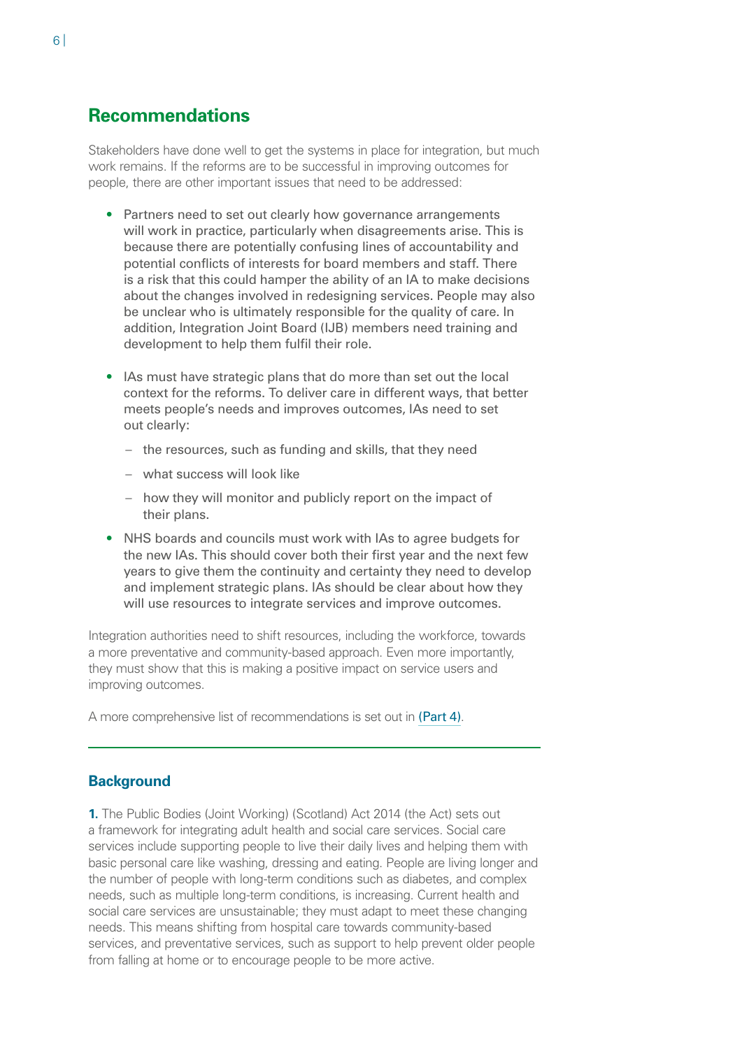## Recommendations

Stakeholders have done well to get the systems in place for integration, but much work remains. If the reforms are to be successful in improving outcomes for people, there are other important issues that need to be addressed:

- Partners need to set out clearly how governance arrangements will work in practice, particularly when disagreements arise. This is because there are potentially confusing lines of accountability and potential conflicts of interests for board members and staff. There is a risk that this could hamper the ability of an IA to make decisions about the changes involved in redesigning services. People may also be unclear who is ultimately responsible for the quality of care. In addition, Integration Joint Board (IJB) members need training and development to help them fulfil their role.
- IAs must have strategic plans that do more than set out the local context for the reforms. To deliver care in different ways, that better meets people's needs and improves outcomes, IAs need to set out clearly:
  - the resources, such as funding and skills, that they need
  - what success will look like
  - how they will monitor and publicly report on the impact of their plans.
- NHS boards and councils must work with IAs to agree budgets for the new IAs. This should cover both their first year and the next few years to give them the continuity and certainty they need to develop and implement strategic plans. IAs should be clear about how they will use resources to integrate services and improve outcomes.

Integration authorities need to shift resources, including the workforce, towards a more preventative and community-based approach. Even more importantly, they must show that this is making a positive impact on service users and improving outcomes.

A more comprehensive list of recommendations is set out in (Part 4).

### Background

**1.** The Public Bodies (Joint Working) (Scotland) Act 2014 (the Act) sets out a framework for integrating adult health and social care services. Social care services include supporting people to live their daily lives and helping them with basic personal care like washing, dressing and eating. People are living longer and the number of people with long-term conditions such as diabetes, and complex needs, such as multiple long-term conditions, is increasing. Current health and social care services are unsustainable; they must adapt to meet these changing needs. This means shifting from hospital care towards community-based services, and preventative services, such as support to help prevent older people from falling at home or to encourage people to be more active.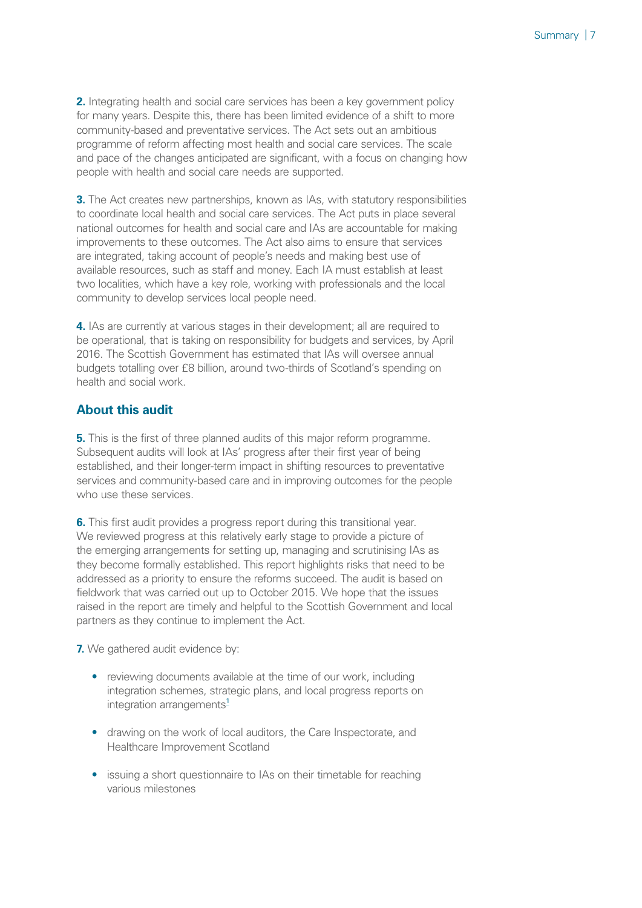**2.** Integrating health and social care services has been a key government policy for many years. Despite this, there has been limited evidence of a shift to more community-based and preventative services. The Act sets out an ambitious programme of reform affecting most health and social care services. The scale and pace of the changes anticipated are significant, with a focus on changing how people with health and social care needs are supported.

**3.** The Act creates new partnerships, known as IAs, with statutory responsibilities to coordinate local health and social care services. The Act puts in place several national outcomes for health and social care and IAs are accountable for making improvements to these outcomes. The Act also aims to ensure that services are integrated, taking account of people's needs and making best use of available resources, such as staff and money. Each IA must establish at least two localities, which have a key role, working with professionals and the local community to develop services local people need.

**4.** IAs are currently at various stages in their development; all are required to be operational, that is taking on responsibility for budgets and services, by April 2016. The Scottish Government has estimated that IAs will oversee annual budgets totalling over £8 billion, around two-thirds of Scotland's spending on health and social work.

## About this audit

**5.** This is the first of three planned audits of this major reform programme. Subsequent audits will look at IAs' progress after their first year of being established, and their longer-term impact in shifting resources to preventative services and community-based care and in improving outcomes for the people who use these services.

**6.** This first audit provides a progress report during this transitional year. We reviewed progress at this relatively early stage to provide a picture of the emerging arrangements for setting up, managing and scrutinising IAs as they become formally established. This report highlights risks that need to be addressed as a priority to ensure the reforms succeed. The audit is based on fieldwork that was carried out up to October 2015. We hope that the issues raised in the report are timely and helpful to the Scottish Government and local partners as they continue to implement the Act.

**7.** We gathered audit evidence by:

- reviewing documents available at the time of our work, including integration schemes, strategic plans, and local progress reports on integration arrangements[1]
- drawing on the work of local auditors, the Care Inspectorate, and Healthcare Improvement Scotland
- issuing a short questionnaire to IAs on their timetable for reaching various milestones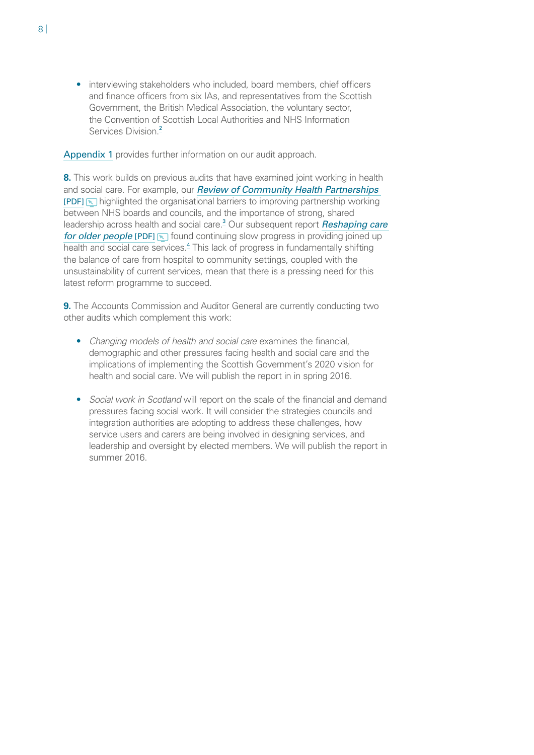- interviewing stakeholders who included, board members, chief officers and finance officers from six IAs, and representatives from the Scottish Government, the British Medical Association, the voluntary sector, the Convention of Scottish Local Authorities and NHS Information Services Division.[2]

Appendix 1 provides further information on our audit approach.

**8.** This work builds on previous audits that have examined joint working in health and social care. For example, our *Review of Community Health Partnerships* [PDF] highlighted the organisational barriers to improving partnership working between NHS boards and councils, and the importance of strong, shared leadership across health and social care.[3] Our subsequent report *Reshaping care for older people* [PDF] found continuing slow progress in providing joined up health and social care services.[4] This lack of progress in fundamentally shifting the balance of care from hospital to community settings, coupled with the unsustainability of current services, mean that there is a pressing need for this latest reform programme to succeed.

**9.** The Accounts Commission and Auditor General are currently conducting two other audits which complement this work:

- *Changing models of health and social care* examines the financial, demographic and other pressures facing health and social care and the implications of implementing the Scottish Government's 2020 vision for health and social care. We will publish the report in in spring 2016.

- *Social work in Scotland* will report on the scale of the financial and demand pressures facing social work. It will consider the strategies councils and integration authorities are adopting to address these challenges, how service users and carers are being involved in designing services, and leadership and oversight by elected members. We will publish the report in summer 2016.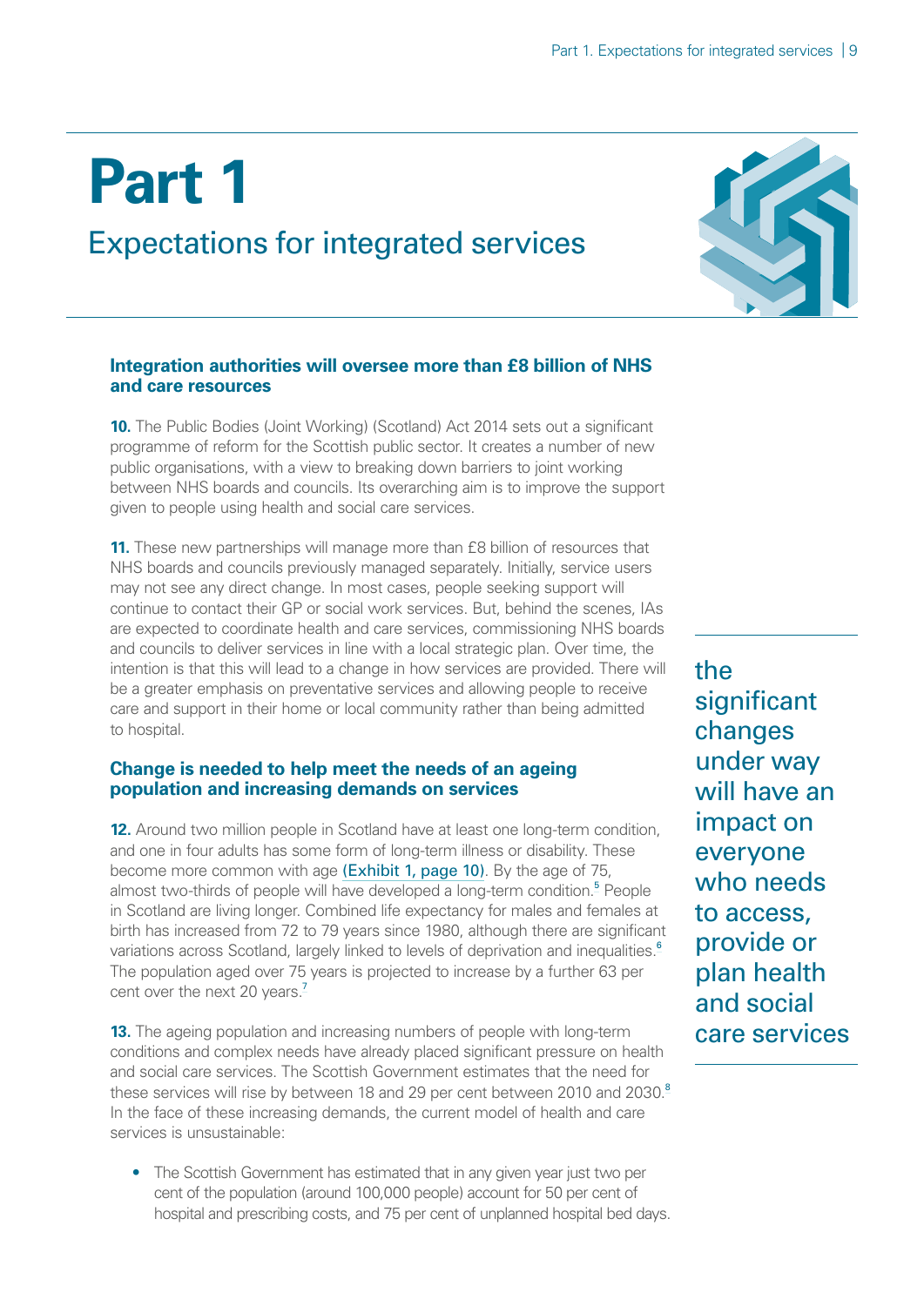# Part 1

## Expectations for integrated services

### Integration authorities will oversee more than £8 billion of NHS and care resources

**10.** The Public Bodies (Joint Working) (Scotland) Act 2014 sets out a significant programme of reform for the Scottish public sector. It creates a number of new public organisations, with a view to breaking down barriers to joint working between NHS boards and councils. Its overarching aim is to improve the support given to people using health and social care services.

**11.** These new partnerships will manage more than £8 billion of resources that NHS boards and councils previously managed separately. Initially, service users may not see any direct change. In most cases, people seeking support will continue to contact their GP or social work services. But, behind the scenes, IAs are expected to coordinate health and care services, commissioning NHS boards and councils to deliver services in line with a local strategic plan. Over time, the intention is that this will lead to a change in how services are provided. There will be a greater emphasis on preventative services and allowing people to receive care and support in their home or local community rather than being admitted to hospital.

the significant changes under way will have an impact on everyone who needs to access, provide or plan health and social care services

### Change is needed to help meet the needs of an ageing population and increasing demands on services

**12.** Around two million people in Scotland have at least one long-term condition, and one in four adults has some form of long-term illness or disability. These become more common with age (Exhibit 1, page 10). By the age of 75, almost two-thirds of people will have developed a long-term condition.[5] People in Scotland are living longer. Combined life expectancy for males and females at birth has increased from 72 to 79 years since 1980, although there are significant variations across Scotland, largely linked to levels of deprivation and inequalities.[6] The population aged over 75 years is projected to increase by a further 63 per cent over the next 20 years.[7]

**13.** The ageing population and increasing numbers of people with long-term conditions and complex needs have already placed significant pressure on health and social care services. The Scottish Government estimates that the need for these services will rise by between 18 and 29 per cent between 2010 and 2030.[8] In the face of these increasing demands, the current model of health and care services is unsustainable:

- The Scottish Government has estimated that in any given year just two per cent of the population (around 100,000 people) account for 50 per cent of hospital and prescribing costs, and 75 per cent of unplanned hospital bed days.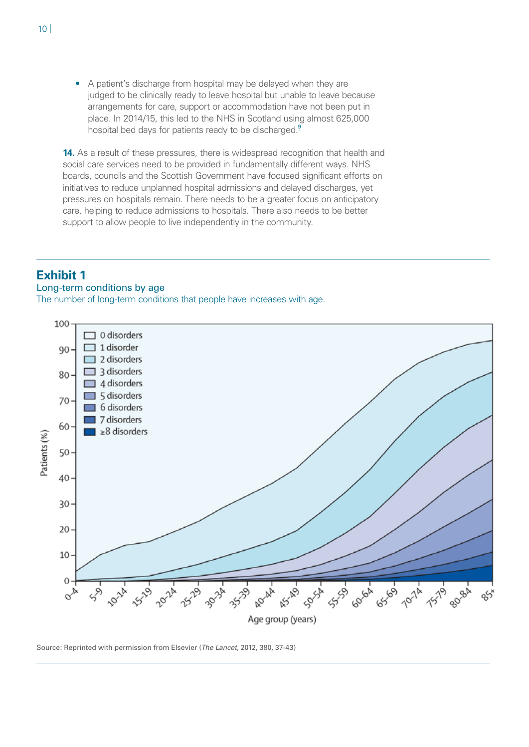- A patient's discharge from hospital may be delayed when they are judged to be clinically ready to leave hospital but unable to leave because arrangements for care, support or accommodation have not been put in place. In 2014/15, this led to the NHS in Scotland using almost 625,000 hospital bed days for patients ready to be discharged.[9]

**14.** As a result of these pressures, there is widespread recognition that health and social care services need to be provided in fundamentally different ways. NHS boards, councils and the Scottish Government have focused significant efforts on initiatives to reduce unplanned hospital admissions and delayed discharges, yet pressures on hospitals remain. There needs to be a greater focus on anticipatory care, helping to reduce admissions to hospitals. There also needs to be better support to allow people to live independently in the community.

## Exhibit 1

Long-term conditions by age

The number of long-term conditions that people have increases with age.

Source: Reprinted with permission from Elsevier (*The Lancet*, 2012, 380, 37-43)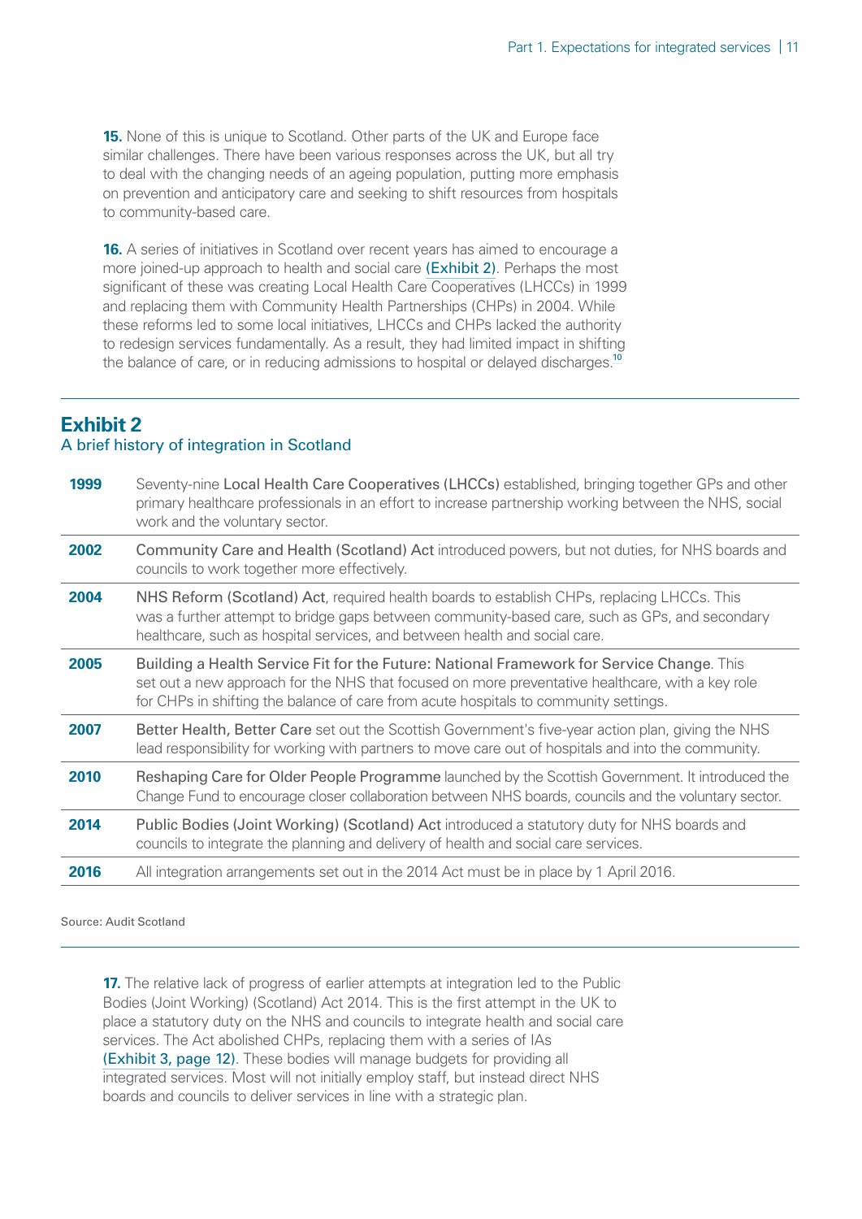**15.** None of this is unique to Scotland. Other parts of the UK and Europe face similar challenges. There have been various responses across the UK, but all try to deal with the changing needs of an ageing population, putting more emphasis on prevention and anticipatory care and seeking to shift resources from hospitals to community-based care.

**16.** A series of initiatives in Scotland over recent years has aimed to encourage a more joined-up approach to health and social care (Exhibit 2). Perhaps the most significant of these was creating Local Health Care Cooperatives (LHCCs) in 1999 and replacing them with Community Health Partnerships (CHPs) in 2004. While these reforms led to some local initiatives, LHCCs and CHPs lacked the authority to redesign services fundamentally. As a result, they had limited impact in shifting the balance of care, or in reducing admissions to hospital or delayed discharges.[10]

## Exhibit 2

A brief history of integration in Scotland

| Year | Event |
|---|---|
| **1999** | Seventy-nine Local Health Care Cooperatives (LHCCs) established, bringing together GPs and other primary healthcare professionals in an effort to increase partnership working between the NHS, social work and the voluntary sector. |
| **2002** | Community Care and Health (Scotland) Act introduced powers, but not duties, for NHS boards and councils to work together more effectively. |
| **2004** | NHS Reform (Scotland) Act, required health boards to establish CHPs, replacing LHCCs. This was a further attempt to bridge gaps between community-based care, such as GPs, and secondary healthcare, such as hospital services, and between health and social care. |
| **2005** | Building a Health Service Fit for the Future: National Framework for Service Change. This set out a new approach for the NHS that focused on more preventative healthcare, with a key role for CHPs in shifting the balance of care from acute hospitals to community settings. |
| **2007** | Better Health, Better Care set out the Scottish Government's five-year action plan, giving the NHS lead responsibility for working with partners to move care out of hospitals and into the community. |
| **2010** | Reshaping Care for Older People Programme launched by the Scottish Government. It introduced the Change Fund to encourage closer collaboration between NHS boards, councils and the voluntary sector. |
| **2014** | Public Bodies (Joint Working) (Scotland) Act introduced a statutory duty for NHS boards and councils to integrate the planning and delivery of health and social care services. |
| **2016** | All integration arrangements set out in the 2014 Act must be in place by 1 April 2016. |

Source: Audit Scotland

**17.** The relative lack of progress of earlier attempts at integration led to the Public Bodies (Joint Working) (Scotland) Act 2014. This is the first attempt in the UK to place a statutory duty on the NHS and councils to integrate health and social care services. The Act abolished CHPs, replacing them with a series of IAs (Exhibit 3, page 12). These bodies will manage budgets for providing all integrated services. Most will not initially employ staff, but instead direct NHS boards and councils to deliver services in line with a strategic plan.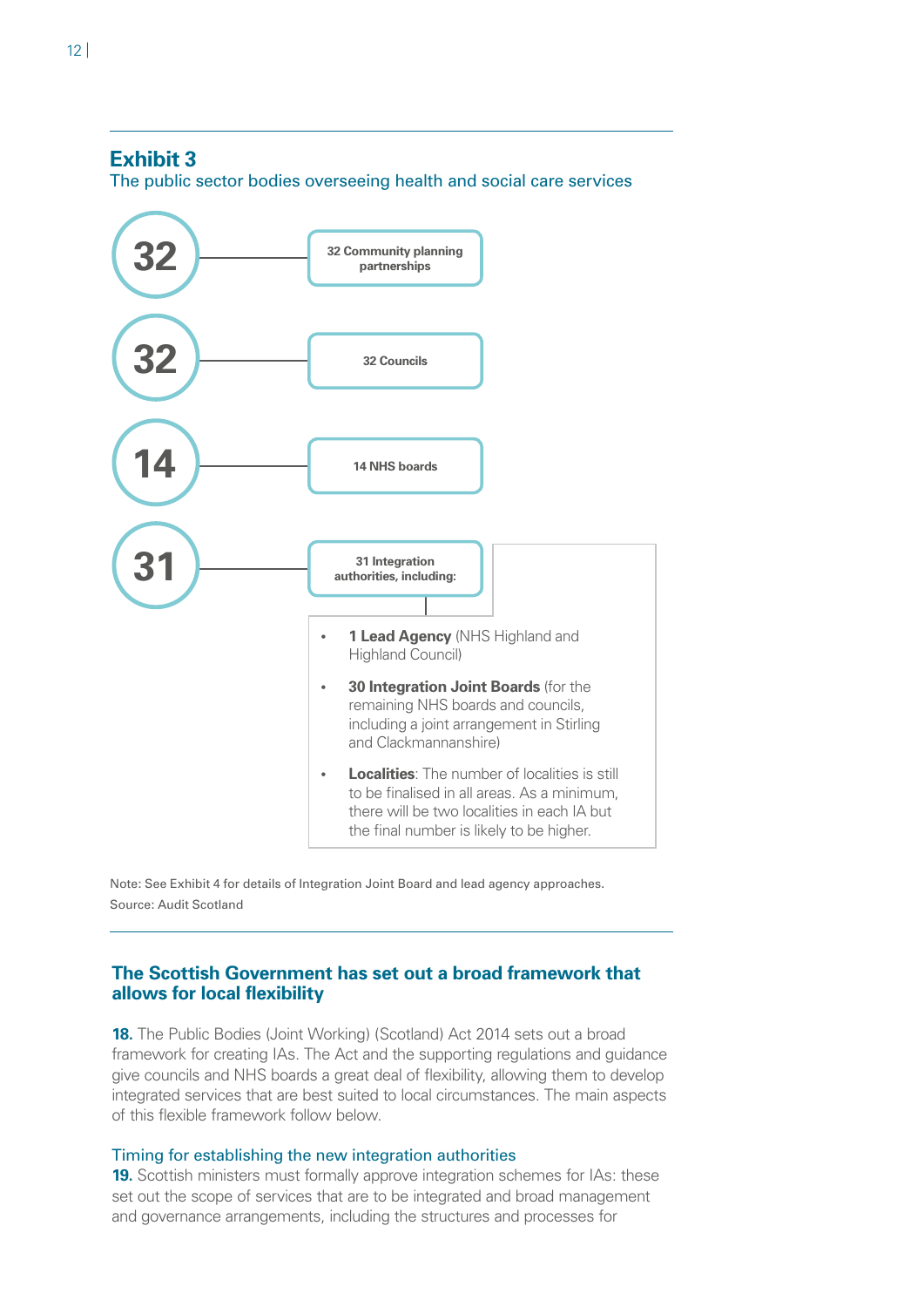## Exhibit 3

The public sector bodies overseeing health and social care services

**32** — 32 Community planning partnerships

**32** — 32 Councils

**14** — 14 NHS boards

**31** — 31 Integration authorities, including:

- **1 Lead Agency** (NHS Highland and Highland Council)
- **30 Integration Joint Boards** (for the remaining NHS boards and councils, including a joint arrangement in Stirling and Clackmannanshire)
- **Localities**: The number of localities is still to be finalised in all areas. As a minimum, there will be two localities in each IA but the final number is likely to be higher.

Note: See Exhibit 4 for details of Integration Joint Board and lead agency approaches.

Source: Audit Scotland

## The Scottish Government has set out a broad framework that allows for local flexibility

**18.** The Public Bodies (Joint Working) (Scotland) Act 2014 sets out a broad framework for creating IAs. The Act and the supporting regulations and guidance give councils and NHS boards a great deal of flexibility, allowing them to develop integrated services that are best suited to local circumstances. The main aspects of this flexible framework follow below.

### Timing for establishing the new integration authorities

**19.** Scottish ministers must formally approve integration schemes for IAs: these set out the scope of services that are to be integrated and broad management and governance arrangements, including the structures and processes for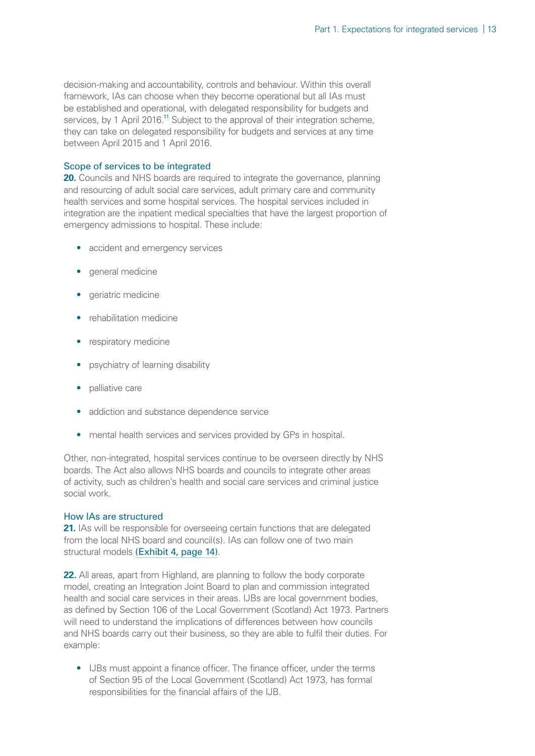decision-making and accountability, controls and behaviour. Within this overall framework, IAs can choose when they become operational but all IAs must be established and operational, with delegated responsibility for budgets and services, by 1 April 2016.[11] Subject to the approval of their integration scheme, they can take on delegated responsibility for budgets and services at any time between April 2015 and 1 April 2016.

### Scope of services to be integrated

**20.** Councils and NHS boards are required to integrate the governance, planning and resourcing of adult social care services, adult primary care and community health services and some hospital services. The hospital services included in integration are the inpatient medical specialties that have the largest proportion of emergency admissions to hospital. These include:

- accident and emergency services
- general medicine
- geriatric medicine
- rehabilitation medicine
- respiratory medicine
- psychiatry of learning disability
- palliative care
- addiction and substance dependence service
- mental health services and services provided by GPs in hospital.

Other, non-integrated, hospital services continue to be overseen directly by NHS boards. The Act also allows NHS boards and councils to integrate other areas of activity, such as children's health and social care services and criminal justice social work.

### How IAs are structured

**21.** IAs will be responsible for overseeing certain functions that are delegated from the local NHS board and council(s). IAs can follow one of two main structural models (Exhibit 4, page 14).

**22.** All areas, apart from Highland, are planning to follow the body corporate model, creating an Integration Joint Board to plan and commission integrated health and social care services in their areas. IJBs are local government bodies, as defined by Section 106 of the Local Government (Scotland) Act 1973. Partners will need to understand the implications of differences between how councils and NHS boards carry out their business, so they are able to fulfil their duties. For example:

- IJBs must appoint a finance officer. The finance officer, under the terms of Section 95 of the Local Government (Scotland) Act 1973, has formal responsibilities for the financial affairs of the IJB.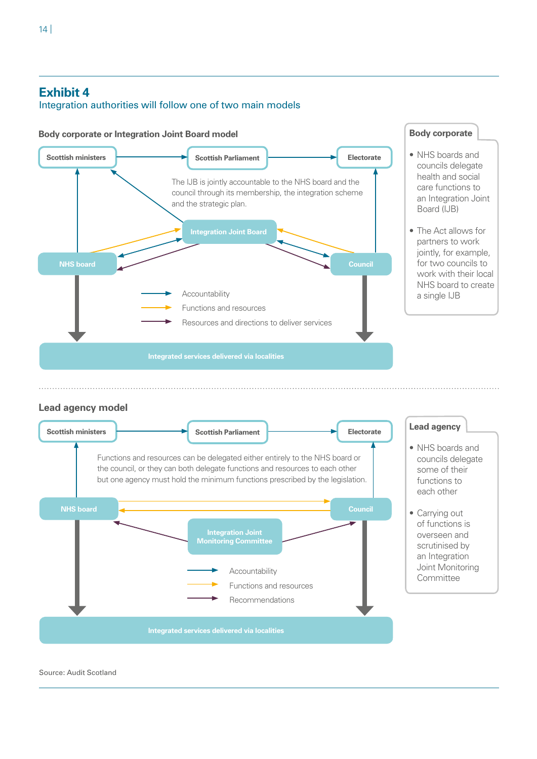## Exhibit 4

Integration authorities will follow one of two main models

### Body corporate or Integration Joint Board model

Scottish ministers → Scottish Parliament → Electorate

The IJB is jointly accountable to the NHS board and the council through its membership, the integration scheme and the strategic plan.

Integration Joint Board

NHS board

Council

- Accountability
- Functions and resources
- Resources and directions to deliver services

Integrated services delivered via localities

**Body corporate**

- NHS boards and councils delegate health and social care functions to an Integration Joint Board (IJB)
- The Act allows for partners to work jointly, for example, for two councils to work with their local NHS board to create a single IJB

### Lead agency model

Scottish ministers → Scottish Parliament → Electorate

Functions and resources can be delegated either entirely to the NHS board or the council, or they can both delegate functions and resources to each other but one agency must hold the minimum functions prescribed by the legislation.

NHS board

Council

Integration Joint Monitoring Committee

- Accountability
- Functions and resources
- Recommendations

Integrated services delivered via localities

**Lead agency**

- NHS boards and councils delegate some of their functions to each other
- Carrying out of functions is overseen and scrutinised by an Integration Joint Monitoring Committee

Source: Audit Scotland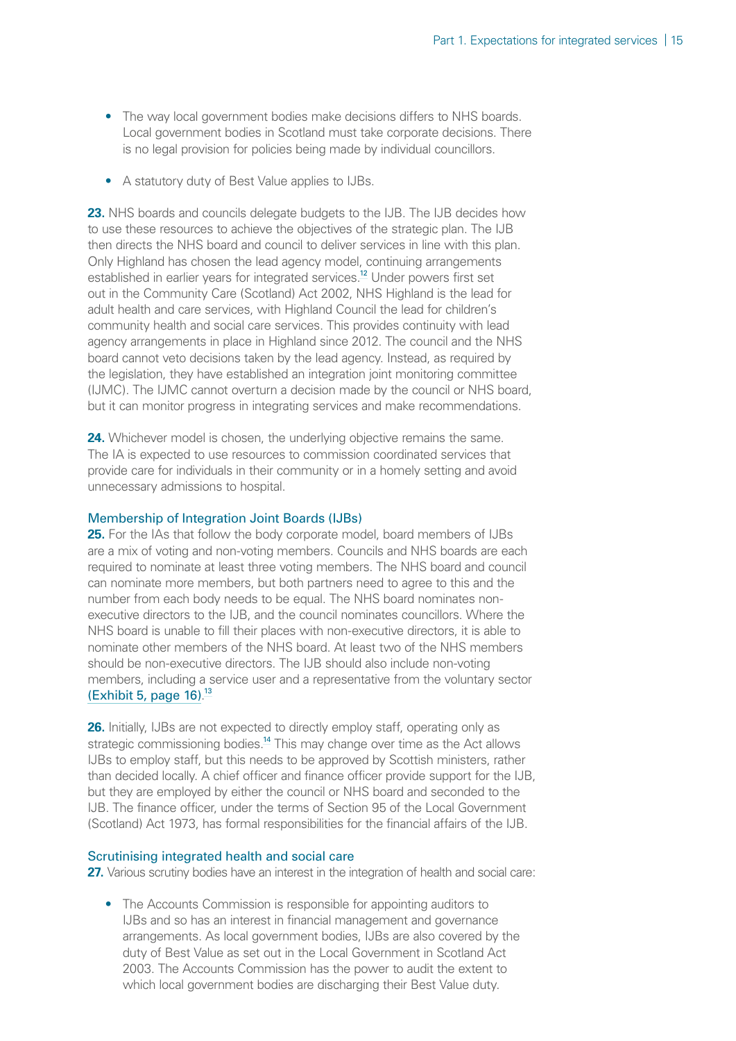- The way local government bodies make decisions differs to NHS boards. Local government bodies in Scotland must take corporate decisions. There is no legal provision for policies being made by individual councillors.

- A statutory duty of Best Value applies to IJBs.

**23.** NHS boards and councils delegate budgets to the IJB. The IJB decides how to use these resources to achieve the objectives of the strategic plan. The IJB then directs the NHS board and council to deliver services in line with this plan. Only Highland has chosen the lead agency model, continuing arrangements established in earlier years for integrated services.[12] Under powers first set out in the Community Care (Scotland) Act 2002, NHS Highland is the lead for adult health and care services, with Highland Council the lead for children's community health and social care services. This provides continuity with lead agency arrangements in place in Highland since 2012. The council and the NHS board cannot veto decisions taken by the lead agency. Instead, as required by the legislation, they have established an integration joint monitoring committee (IJMC). The IJMC cannot overturn a decision made by the council or NHS board, but it can monitor progress in integrating services and make recommendations.

**24.** Whichever model is chosen, the underlying objective remains the same. The IA is expected to use resources to commission coordinated services that provide care for individuals in their community or in a homely setting and avoid unnecessary admissions to hospital.

### Membership of Integration Joint Boards (IJBs)

**25.** For the IAs that follow the body corporate model, board members of IJBs are a mix of voting and non-voting members. Councils and NHS boards are each required to nominate at least three voting members. The NHS board and council can nominate more members, but both partners need to agree to this and the number from each body needs to be equal. The NHS board nominates non-executive directors to the IJB, and the council nominates councillors. Where the NHS board is unable to fill their places with non-executive directors, it is able to nominate other members of the NHS board. At least two of the NHS members should be non-executive directors. The IJB should also include non-voting members, including a service user and a representative from the voluntary sector (Exhibit 5, page 16).[13]

**26.** Initially, IJBs are not expected to directly employ staff, operating only as strategic commissioning bodies.[14] This may change over time as the Act allows IJBs to employ staff, but this needs to be approved by Scottish ministers, rather than decided locally. A chief officer and finance officer provide support for the IJB, but they are employed by either the council or NHS board and seconded to the IJB. The finance officer, under the terms of Section 95 of the Local Government (Scotland) Act 1973, has formal responsibilities for the financial affairs of the IJB.

### Scrutinising integrated health and social care

**27.** Various scrutiny bodies have an interest in the integration of health and social care:

- The Accounts Commission is responsible for appointing auditors to IJBs and so has an interest in financial management and governance arrangements. As local government bodies, IJBs are also covered by the duty of Best Value as set out in the Local Government in Scotland Act 2003. The Accounts Commission has the power to audit the extent to which local government bodies are discharging their Best Value duty.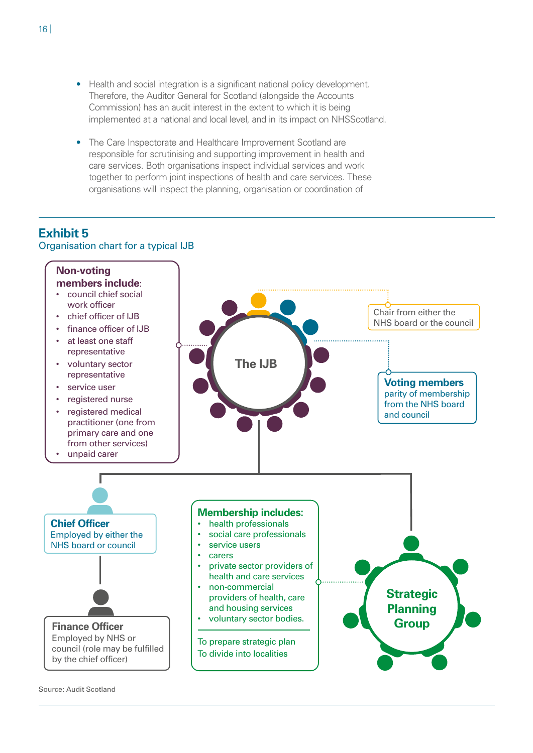- Health and social integration is a significant national policy development. Therefore, the Auditor General for Scotland (alongside the Accounts Commission) has an audit interest in the extent to which it is being implemented at a national and local level, and in its impact on NHSScotland.

- The Care Inspectorate and Healthcare Improvement Scotland are responsible for scrutinising and supporting improvement in health and care services. Both organisations inspect individual services and work together to perform joint inspections of health and care services. These organisations will inspect the planning, organisation or coordination of

## Exhibit 5

Organisation chart for a typical IJB

**Non-voting members include:**

- council chief social work officer
- chief officer of IJB
- finance officer of IJB
- at least one staff representative
- voluntary sector representative
- service user
- registered nurse
- registered medical practitioner (one from primary care and one from other services)
- unpaid carer

**The IJB**

Chair from either the NHS board or the council

**Voting members**
parity of membership from the NHS board and council

**Chief Officer**
Employed by either the NHS board or council

**Finance Officer**
Employed by NHS or council (role may be fulfilled by the chief officer)

**Strategic Planning Group**

**Membership includes:**

- health professionals
- social care professionals
- service users
- carers
- private sector providers of health and care services
- non-commercial providers of health, care and housing services
- voluntary sector bodies.

To prepare strategic plan
To divide into localities

Source: Audit Scotland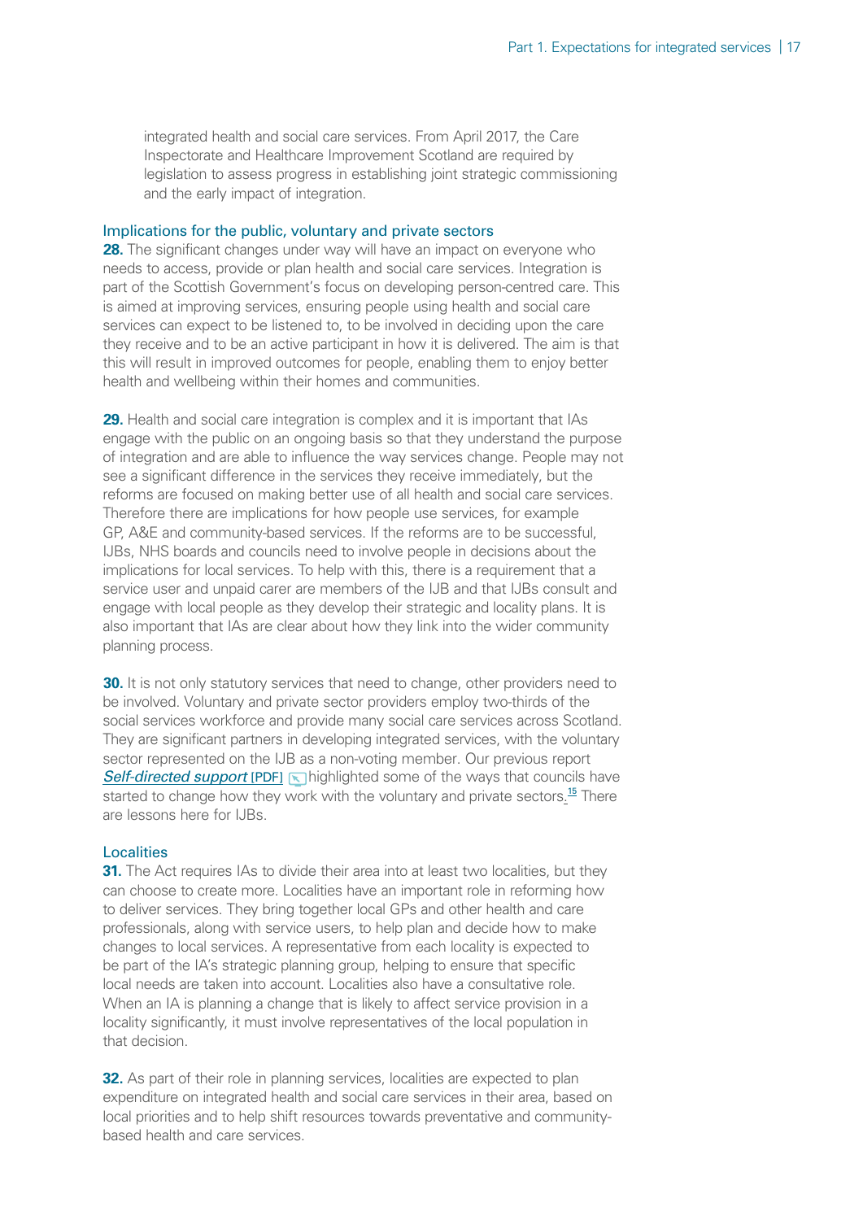integrated health and social care services. From April 2017, the Care Inspectorate and Healthcare Improvement Scotland are required by legislation to assess progress in establishing joint strategic commissioning and the early impact of integration.

### Implications for the public, voluntary and private sectors

**28.** The significant changes under way will have an impact on everyone who needs to access, provide or plan health and social care services. Integration is part of the Scottish Government's focus on developing person-centred care. This is aimed at improving services, ensuring people using health and social care services can expect to be listened to, to be involved in deciding upon the care they receive and to be an active participant in how it is delivered. The aim is that this will result in improved outcomes for people, enabling them to enjoy better health and wellbeing within their homes and communities.

**29.** Health and social care integration is complex and it is important that IAs engage with the public on an ongoing basis so that they understand the purpose of integration and are able to influence the way services change. People may not see a significant difference in the services they receive immediately, but the reforms are focused on making better use of all health and social care services. Therefore there are implications for how people use services, for example GP, A&E and community-based services. If the reforms are to be successful, IJBs, NHS boards and councils need to involve people in decisions about the implications for local services. To help with this, there is a requirement that a service user and unpaid carer are members of the IJB and that IJBs consult and engage with local people as they develop their strategic and locality plans. It is also important that IAs are clear about how they link into the wider community planning process.

**30.** It is not only statutory services that need to change, other providers need to be involved. Voluntary and private sector providers employ two-thirds of the social services workforce and provide many social care services across Scotland. They are significant partners in developing integrated services, with the voluntary sector represented on the IJB as a non-voting member. Our previous report *Self-directed support* [PDF] highlighted some of the ways that councils have started to change how they work with the voluntary and private sectors.[15] There are lessons here for IJBs.

### Localities

**31.** The Act requires IAs to divide their area into at least two localities, but they can choose to create more. Localities have an important role in reforming how to deliver services. They bring together local GPs and other health and care professionals, along with service users, to help plan and decide how to make changes to local services. A representative from each locality is expected to be part of the IA's strategic planning group, helping to ensure that specific local needs are taken into account. Localities also have a consultative role. When an IA is planning a change that is likely to affect service provision in a locality significantly, it must involve representatives of the local population in that decision.

**32.** As part of their role in planning services, localities are expected to plan expenditure on integrated health and social care services in their area, based on local priorities and to help shift resources towards preventative and community-based health and care services.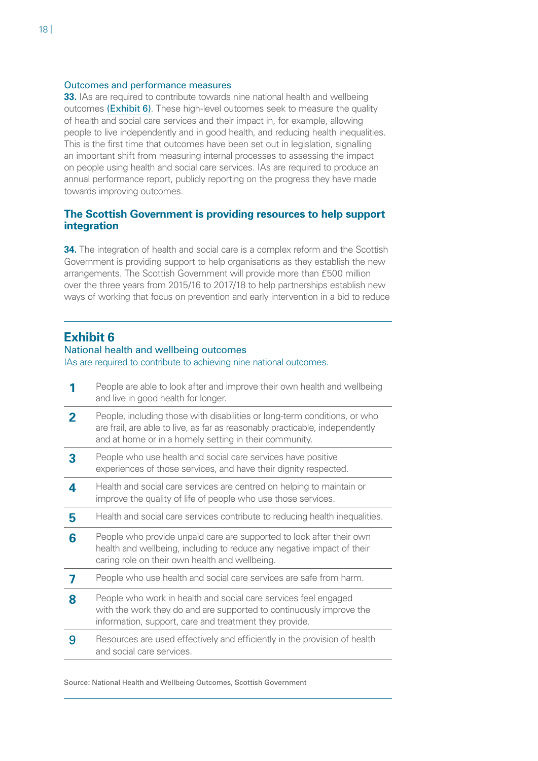### Outcomes and performance measures

**33.** IAs are required to contribute towards nine national health and wellbeing outcomes (Exhibit 6). These high-level outcomes seek to measure the quality of health and social care services and their impact in, for example, allowing people to live independently and in good health, and reducing health inequalities. This is the first time that outcomes have been set out in legislation, signalling an important shift from measuring internal processes to assessing the impact on people using health and social care services. IAs are required to produce an annual performance report, publicly reporting on the progress they have made towards improving outcomes.

## The Scottish Government is providing resources to help support integration

**34.** The integration of health and social care is a complex reform and the Scottish Government is providing support to help organisations as they establish the new arrangements. The Scottish Government will provide more than £500 million over the three years from 2015/16 to 2017/18 to help partnerships establish new ways of working that focus on prevention and early intervention in a bid to reduce

## Exhibit 6

### National health and wellbeing outcomes

IAs are required to contribute to achieving nine national outcomes.

| | |
|---|---|
| **1** | People are able to look after and improve their own health and wellbeing and live in good health for longer. |
| **2** | People, including those with disabilities or long-term conditions, or who are frail, are able to live, as far as reasonably practicable, independently and at home or in a homely setting in their community. |
| **3** | People who use health and social care services have positive experiences of those services, and have their dignity respected. |
| **4** | Health and social care services are centred on helping to maintain or improve the quality of life of people who use those services. |
| **5** | Health and social care services contribute to reducing health inequalities. |
| **6** | People who provide unpaid care are supported to look after their own health and wellbeing, including to reduce any negative impact of their caring role on their own health and wellbeing. |
| **7** | People who use health and social care services are safe from harm. |
| **8** | People who work in health and social care services feel engaged with the work they do and are supported to continuously improve the information, support, care and treatment they provide. |
| **9** | Resources are used effectively and efficiently in the provision of health and social care services. |

Source: National Health and Wellbeing Outcomes, Scottish Government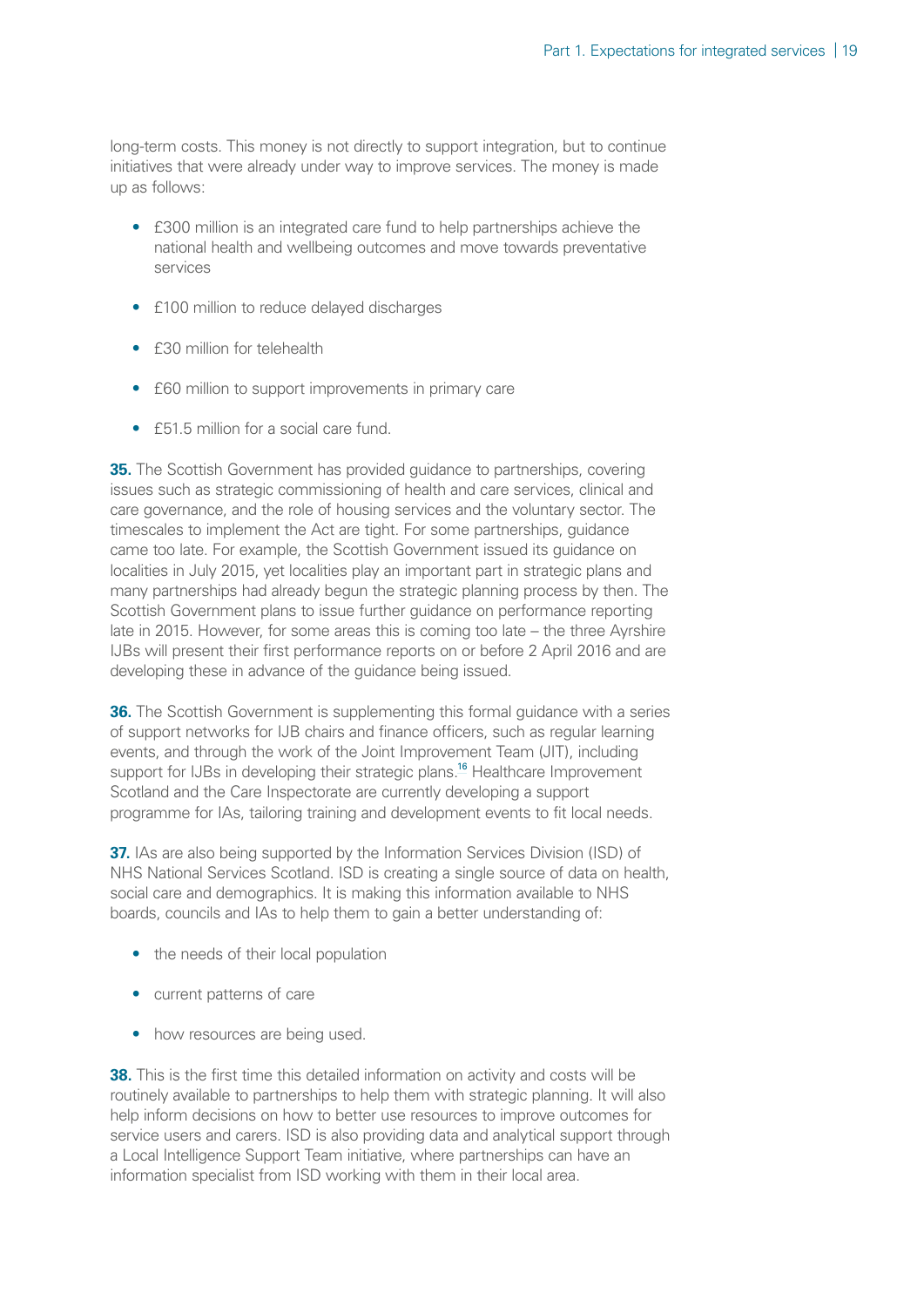long-term costs. This money is not directly to support integration, but to continue initiatives that were already under way to improve services. The money is made up as follows:

- £300 million is an integrated care fund to help partnerships achieve the national health and wellbeing outcomes and move towards preventative services
- £100 million to reduce delayed discharges
- £30 million for telehealth
- £60 million to support improvements in primary care
- £51.5 million for a social care fund.

**35.** The Scottish Government has provided guidance to partnerships, covering issues such as strategic commissioning of health and care services, clinical and care governance, and the role of housing services and the voluntary sector. The timescales to implement the Act are tight. For some partnerships, guidance came too late. For example, the Scottish Government issued its guidance on localities in July 2015, yet localities play an important part in strategic plans and many partnerships had already begun the strategic planning process by then. The Scottish Government plans to issue further guidance on performance reporting late in 2015. However, for some areas this is coming too late – the three Ayrshire IJBs will present their first performance reports on or before 2 April 2016 and are developing these in advance of the guidance being issued.

**36.** The Scottish Government is supplementing this formal guidance with a series of support networks for IJB chairs and finance officers, such as regular learning events, and through the work of the Joint Improvement Team (JIT), including support for IJBs in developing their strategic plans.[16] Healthcare Improvement Scotland and the Care Inspectorate are currently developing a support programme for IAs, tailoring training and development events to fit local needs.

**37.** IAs are also being supported by the Information Services Division (ISD) of NHS National Services Scotland. ISD is creating a single source of data on health, social care and demographics. It is making this information available to NHS boards, councils and IAs to help them to gain a better understanding of:

- the needs of their local population
- current patterns of care
- how resources are being used.

**38.** This is the first time this detailed information on activity and costs will be routinely available to partnerships to help them with strategic planning. It will also help inform decisions on how to better use resources to improve outcomes for service users and carers. ISD is also providing data and analytical support through a Local Intelligence Support Team initiative, where partnerships can have an information specialist from ISD working with them in their local area.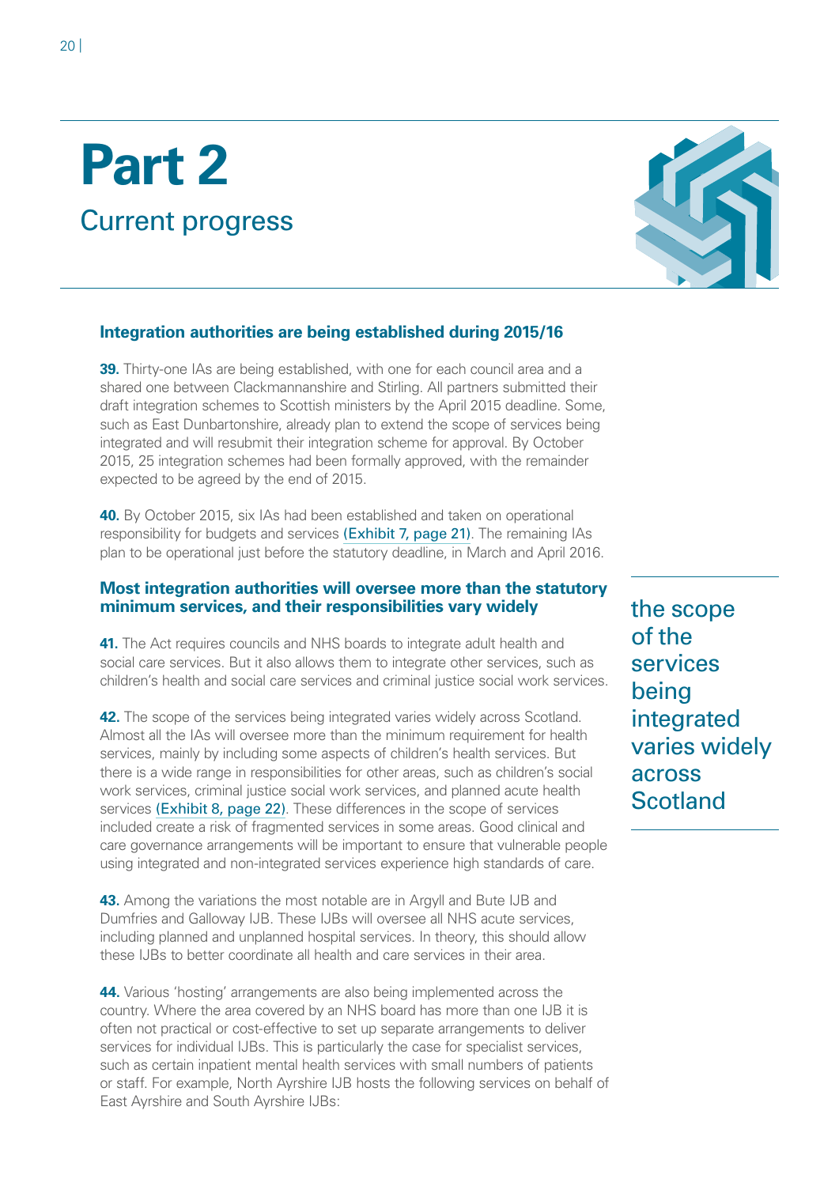# Part 2

## Current progress

### Integration authorities are being established during 2015/16

**39.** Thirty-one IAs are being established, with one for each council area and a shared one between Clackmannanshire and Stirling. All partners submitted their draft integration schemes to Scottish ministers by the April 2015 deadline. Some, such as East Dunbartonshire, already plan to extend the scope of services being integrated and will resubmit their integration scheme for approval. By October 2015, 25 integration schemes had been formally approved, with the remainder expected to be agreed by the end of 2015.

**40.** By October 2015, six IAs had been established and taken on operational responsibility for budgets and services (Exhibit 7, page 21). The remaining IAs plan to be operational just before the statutory deadline, in March and April 2016.

### Most integration authorities will oversee more than the statutory minimum services, and their responsibilities vary widely

**41.** The Act requires councils and NHS boards to integrate adult health and social care services. But it also allows them to integrate other services, such as children's health and social care services and criminal justice social work services.

**42.** The scope of the services being integrated varies widely across Scotland. Almost all the IAs will oversee more than the minimum requirement for health services, mainly by including some aspects of children's health services. But there is a wide range in responsibilities for other areas, such as children's social work services, criminal justice social work services, and planned acute health services (Exhibit 8, page 22). These differences in the scope of services included create a risk of fragmented services in some areas. Good clinical and care governance arrangements will be important to ensure that vulnerable people using integrated and non-integrated services experience high standards of care.

> the scope of the services being integrated varies widely across Scotland

**43.** Among the variations the most notable are in Argyll and Bute IJB and Dumfries and Galloway IJB. These IJBs will oversee all NHS acute services, including planned and unplanned hospital services. In theory, this should allow these IJBs to better coordinate all health and care services in their area.

**44.** Various 'hosting' arrangements are also being implemented across the country. Where the area covered by an NHS board has more than one IJB it is often not practical or cost-effective to set up separate arrangements to deliver services for individual IJBs. This is particularly the case for specialist services, such as certain inpatient mental health services with small numbers of patients or staff. For example, North Ayrshire IJB hosts the following services on behalf of East Ayrshire and South Ayrshire IJBs: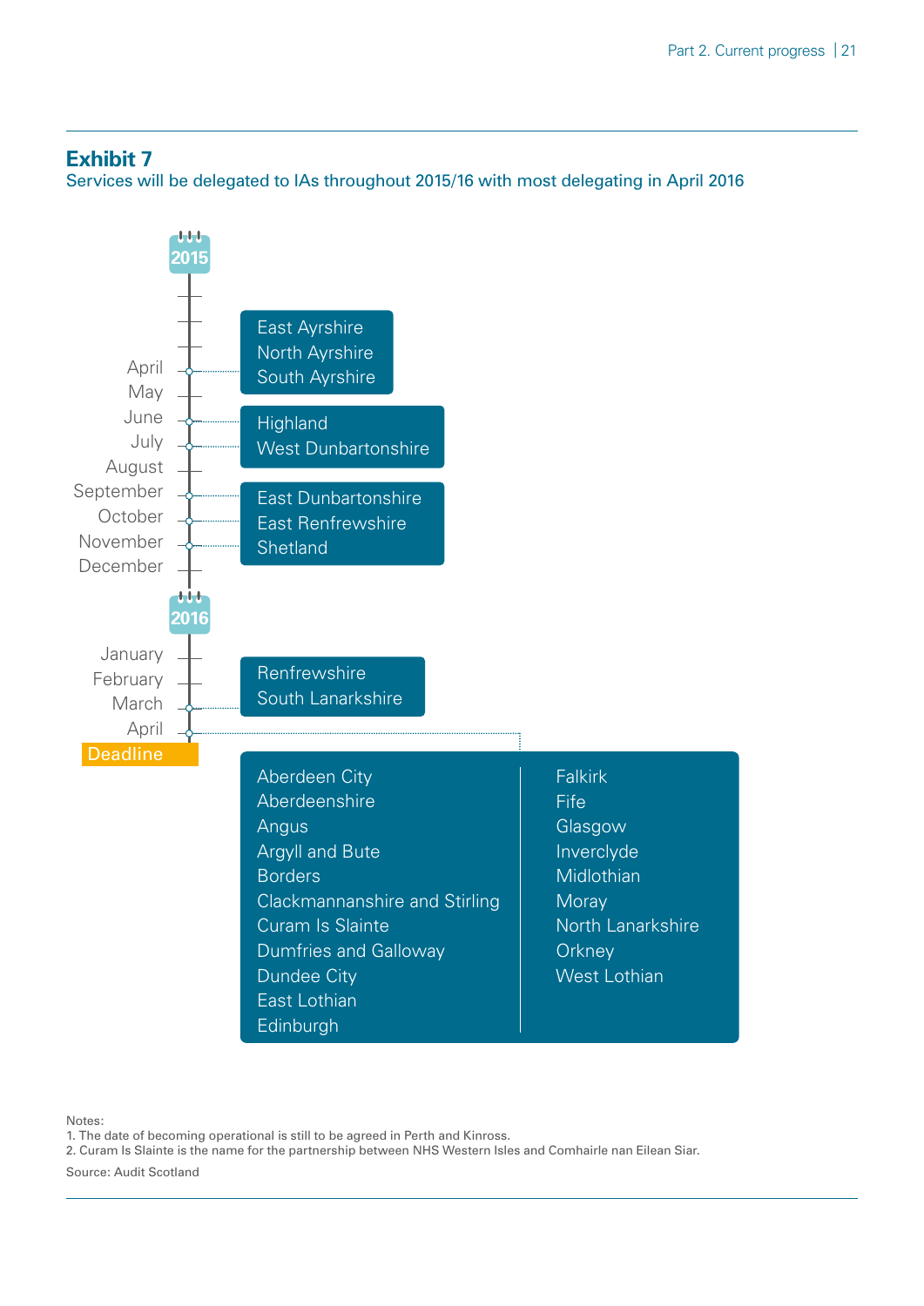## Exhibit 7

Services will be delegated to IAs throughout 2015/16 with most delegating in April 2016

**2015**

- **April:** East Ayrshire, North Ayrshire, South Ayrshire
- **June / July:** Highland, West Dunbartonshire
- **September / October / November:** East Dunbartonshire, East Renfrewshire, Shetland

**2016**

- **March:** Renfrewshire, South Lanarkshire
- **April (Deadline):** Aberdeen City, Aberdeenshire, Angus, Argyll and Bute, Borders, Clackmannanshire and Stirling, Curam Is Slainte, Dumfries and Galloway, Dundee City, East Lothian, Edinburgh, Falkirk, Fife, Glasgow, Inverclyde, Midlothian, Moray, North Lanarkshire, Orkney, West Lothian

Notes:
1. The date of becoming operational is still to be agreed in Perth and Kinross.
2. Curam Is Slainte is the name for the partnership between NHS Western Isles and Comhairle nan Eilean Siar.

Source: Audit Scotland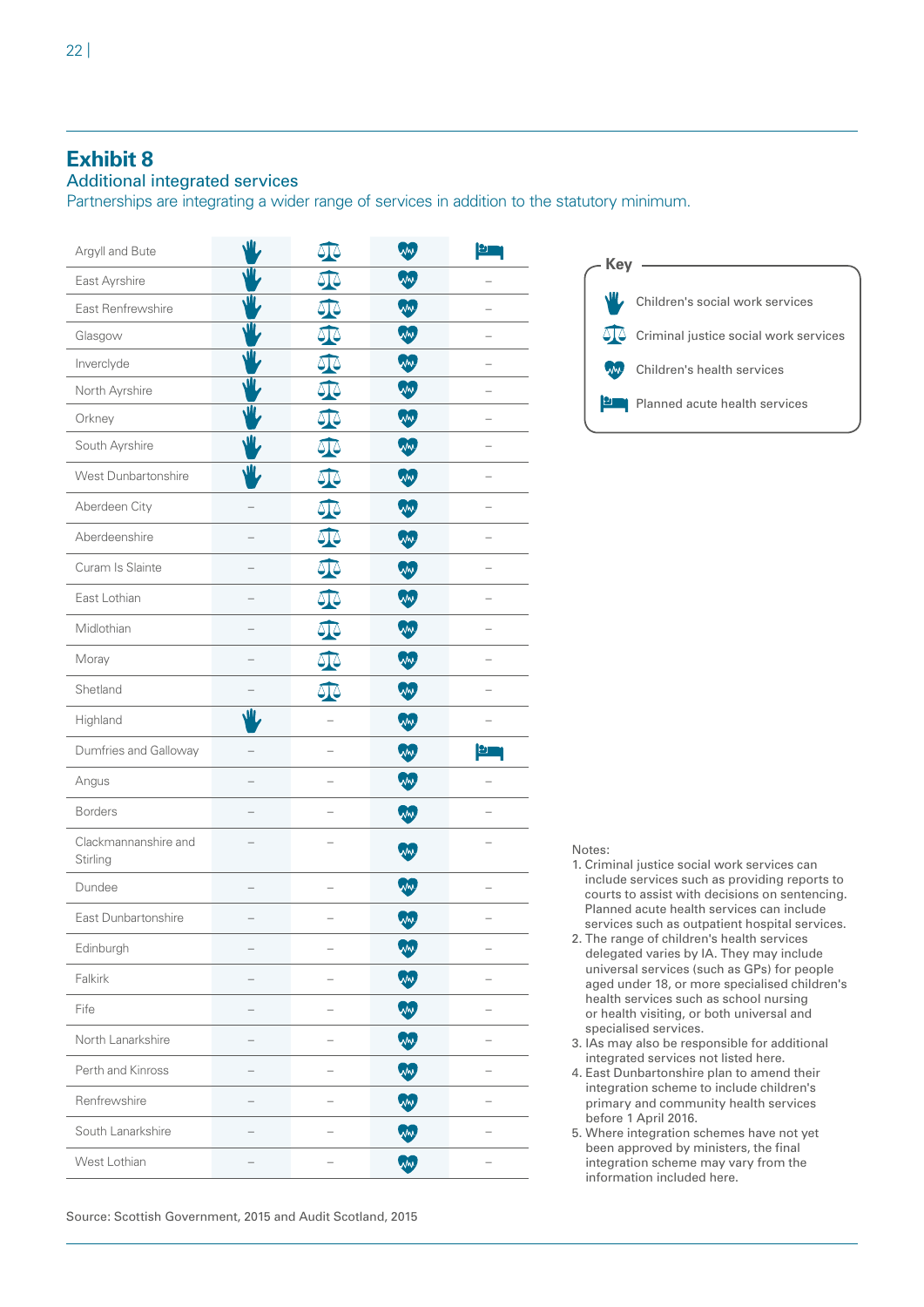## Exhibit 8

### Additional integrated services

Partnerships are integrating a wider range of services in addition to the statutory minimum.

| | Children's social work services | Criminal justice social work services | Children's health services | Planned acute health services |
|---|---|---|---|---|
| Argyll and Bute | ✓ | ✓ | ✓ | ✓ |
| East Ayrshire | ✓ | ✓ | ✓ | – |
| East Renfrewshire | ✓ | ✓ | ✓ | – |
| Glasgow | ✓ | ✓ | ✓ | – |
| Inverclyde | ✓ | ✓ | ✓ | – |
| North Ayrshire | ✓ | ✓ | ✓ | – |
| Orkney | ✓ | ✓ | ✓ | – |
| South Ayrshire | ✓ | ✓ | ✓ | – |
| West Dunbartonshire | ✓ | ✓ | ✓ | – |
| Aberdeen City | – | ✓ | ✓ | – |
| Aberdeenshire | – | ✓ | ✓ | – |
| Curam Is Slainte | – | ✓ | ✓ | – |
| East Lothian | – | ✓ | ✓ | – |
| Midlothian | – | ✓ | ✓ | – |
| Moray | – | ✓ | ✓ | – |
| Shetland | – | ✓ | ✓ | – |
| Highland | ✓ | – | ✓ | – |
| Dumfries and Galloway | – | – | ✓ | ✓ |
| Angus | – | – | ✓ | – |
| Borders | – | – | ✓ | – |
| Clackmannanshire and Stirling | – | – | ✓ | – |
| Dundee | – | – | ✓ | – |
| East Dunbartonshire | – | – | ✓ | – |
| Edinburgh | – | – | ✓ | – |
| Falkirk | – | – | ✓ | – |
| Fife | – | – | ✓ | – |
| North Lanarkshire | – | – | ✓ | – |
| Perth and Kinross | – | – | ✓ | – |
| Renfrewshire | – | – | ✓ | – |
| South Lanarkshire | – | – | ✓ | – |
| West Lothian | – | – | ✓ | – |

**Key**

- Children's social work services
- Criminal justice social work services
- Children's health services
- Planned acute health services

Notes:

1. Criminal justice social work services can include services such as providing reports to courts to assist with decisions on sentencing. Planned acute health services can include services such as outpatient hospital services.
2. The range of children's health services delegated varies by IA. They may include universal services (such as GPs) for people aged under 18, or more specialised children's health services such as school nursing or health visiting, or both universal and specialised services.
3. IAs may also be responsible for additional integrated services not listed here.
4. East Dunbartonshire plan to amend their integration scheme to include children's primary and community health services before 1 April 2016.
5. Where integration schemes have not yet been approved by ministers, the final integration scheme may vary from the information included here.

Source: Scottish Government, 2015 and Audit Scotland, 2015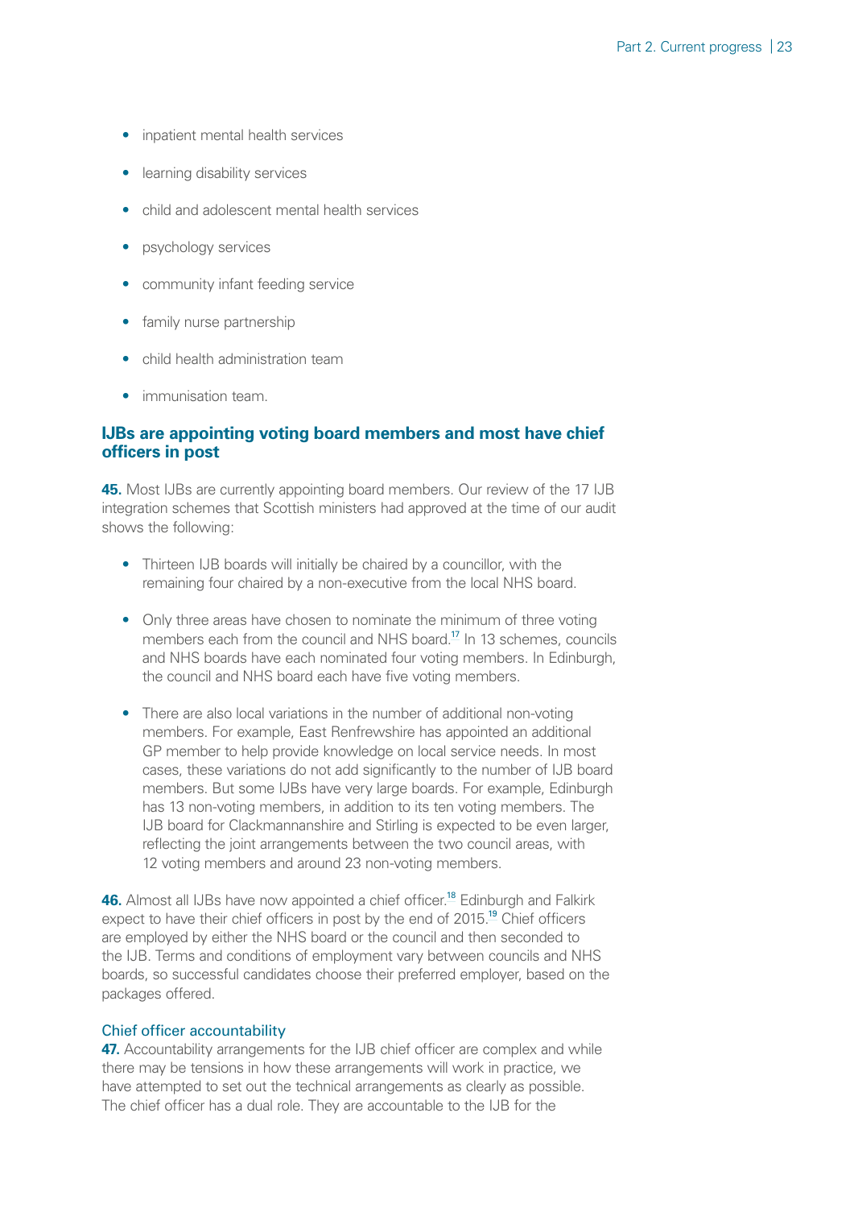- inpatient mental health services
- learning disability services
- child and adolescent mental health services
- psychology services
- community infant feeding service
- family nurse partnership
- child health administration team
- immunisation team.

### IJBs are appointing voting board members and most have chief officers in post

**45.** Most IJBs are currently appointing board members. Our review of the 17 IJB integration schemes that Scottish ministers had approved at the time of our audit shows the following:

- Thirteen IJB boards will initially be chaired by a councillor, with the remaining four chaired by a non-executive from the local NHS board.
- Only three areas have chosen to nominate the minimum of three voting members each from the council and NHS board.[17] In 13 schemes, councils and NHS boards have each nominated four voting members. In Edinburgh, the council and NHS board each have five voting members.
- There are also local variations in the number of additional non-voting members. For example, East Renfrewshire has appointed an additional GP member to help provide knowledge on local service needs. In most cases, these variations do not add significantly to the number of IJB board members. But some IJBs have very large boards. For example, Edinburgh has 13 non-voting members, in addition to its ten voting members. The IJB board for Clackmannanshire and Stirling is expected to be even larger, reflecting the joint arrangements between the two council areas, with 12 voting members and around 23 non-voting members.

**46.** Almost all IJBs have now appointed a chief officer.[18] Edinburgh and Falkirk expect to have their chief officers in post by the end of 2015.[19] Chief officers are employed by either the NHS board or the council and then seconded to the IJB. Terms and conditions of employment vary between councils and NHS boards, so successful candidates choose their preferred employer, based on the packages offered.

#### Chief officer accountability

**47.** Accountability arrangements for the IJB chief officer are complex and while there may be tensions in how these arrangements will work in practice, we have attempted to set out the technical arrangements as clearly as possible. The chief officer has a dual role. They are accountable to the IJB for the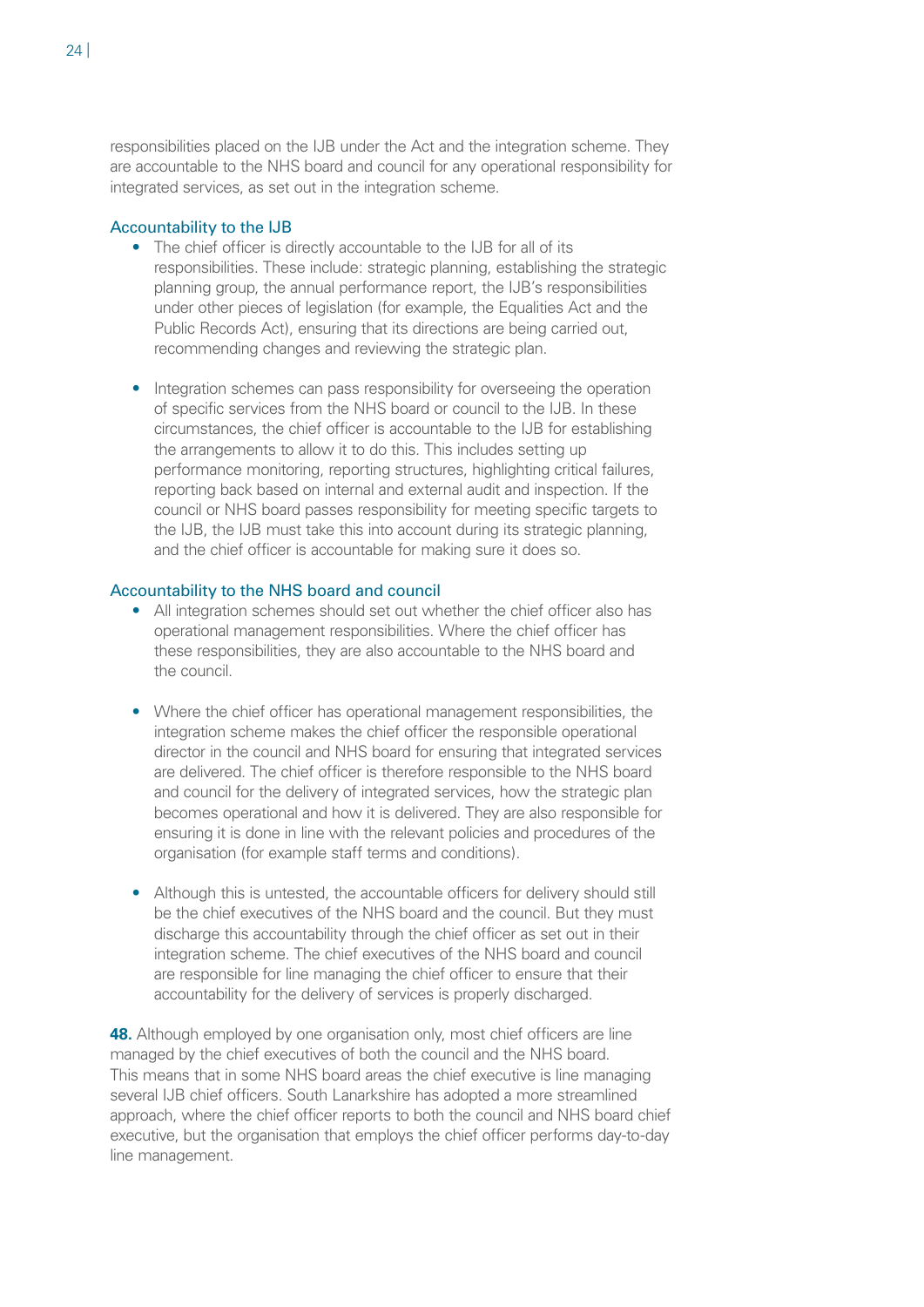responsibilities placed on the IJB under the Act and the integration scheme. They are accountable to the NHS board and council for any operational responsibility for integrated services, as set out in the integration scheme.

### Accountability to the IJB

- The chief officer is directly accountable to the IJB for all of its responsibilities. These include: strategic planning, establishing the strategic planning group, the annual performance report, the IJB's responsibilities under other pieces of legislation (for example, the Equalities Act and the Public Records Act), ensuring that its directions are being carried out, recommending changes and reviewing the strategic plan.

- Integration schemes can pass responsibility for overseeing the operation of specific services from the NHS board or council to the IJB. In these circumstances, the chief officer is accountable to the IJB for establishing the arrangements to allow it to do this. This includes setting up performance monitoring, reporting structures, highlighting critical failures, reporting back based on internal and external audit and inspection. If the council or NHS board passes responsibility for meeting specific targets to the IJB, the IJB must take this into account during its strategic planning, and the chief officer is accountable for making sure it does so.

### Accountability to the NHS board and council

- All integration schemes should set out whether the chief officer also has operational management responsibilities. Where the chief officer has these responsibilities, they are also accountable to the NHS board and the council.

- Where the chief officer has operational management responsibilities, the integration scheme makes the chief officer the responsible operational director in the council and NHS board for ensuring that integrated services are delivered. The chief officer is therefore responsible to the NHS board and council for the delivery of integrated services, how the strategic plan becomes operational and how it is delivered. They are also responsible for ensuring it is done in line with the relevant policies and procedures of the organisation (for example staff terms and conditions).

- Although this is untested, the accountable officers for delivery should still be the chief executives of the NHS board and the council. But they must discharge this accountability through the chief officer as set out in their integration scheme. The chief executives of the NHS board and council are responsible for line managing the chief officer to ensure that their accountability for the delivery of services is properly discharged.

**48.** Although employed by one organisation only, most chief officers are line managed by the chief executives of both the council and the NHS board. This means that in some NHS board areas the chief executive is line managing several IJB chief officers. South Lanarkshire has adopted a more streamlined approach, where the chief officer reports to both the council and NHS board chief executive, but the organisation that employs the chief officer performs day-to-day line management.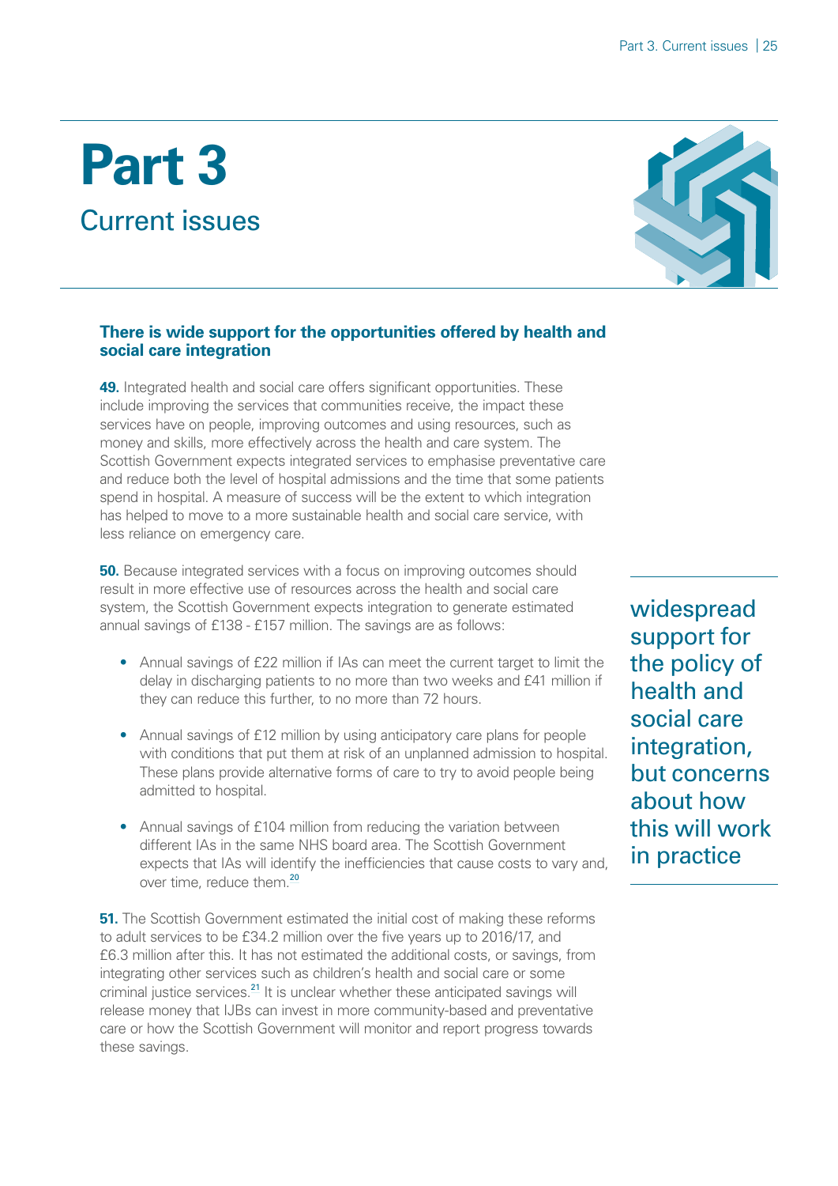# Part 3

## Current issues

### There is wide support for the opportunities offered by health and social care integration

**49.** Integrated health and social care offers significant opportunities. These include improving the services that communities receive, the impact these services have on people, improving outcomes and using resources, such as money and skills, more effectively across the health and care system. The Scottish Government expects integrated services to emphasise preventative care and reduce both the level of hospital admissions and the time that some patients spend in hospital. A measure of success will be the extent to which integration has helped to move to a more sustainable health and social care service, with less reliance on emergency care.

**50.** Because integrated services with a focus on improving outcomes should result in more effective use of resources across the health and social care system, the Scottish Government expects integration to generate estimated annual savings of £138 - £157 million. The savings are as follows:

- Annual savings of £22 million if IAs can meet the current target to limit the delay in discharging patients to no more than two weeks and £41 million if they can reduce this further, to no more than 72 hours.
- Annual savings of £12 million by using anticipatory care plans for people with conditions that put them at risk of an unplanned admission to hospital. These plans provide alternative forms of care to try to avoid people being admitted to hospital.
- Annual savings of £104 million from reducing the variation between different IAs in the same NHS board area. The Scottish Government expects that IAs will identify the inefficiencies that cause costs to vary and, over time, reduce them.[20]

widespread support for the policy of health and social care integration, but concerns about how this will work in practice

**51.** The Scottish Government estimated the initial cost of making these reforms to adult services to be £34.2 million over the five years up to 2016/17, and £6.3 million after this. It has not estimated the additional costs, or savings, from integrating other services such as children's health and social care or some criminal justice services.[21] It is unclear whether these anticipated savings will release money that IJBs can invest in more community-based and preventative care or how the Scottish Government will monitor and report progress towards these savings.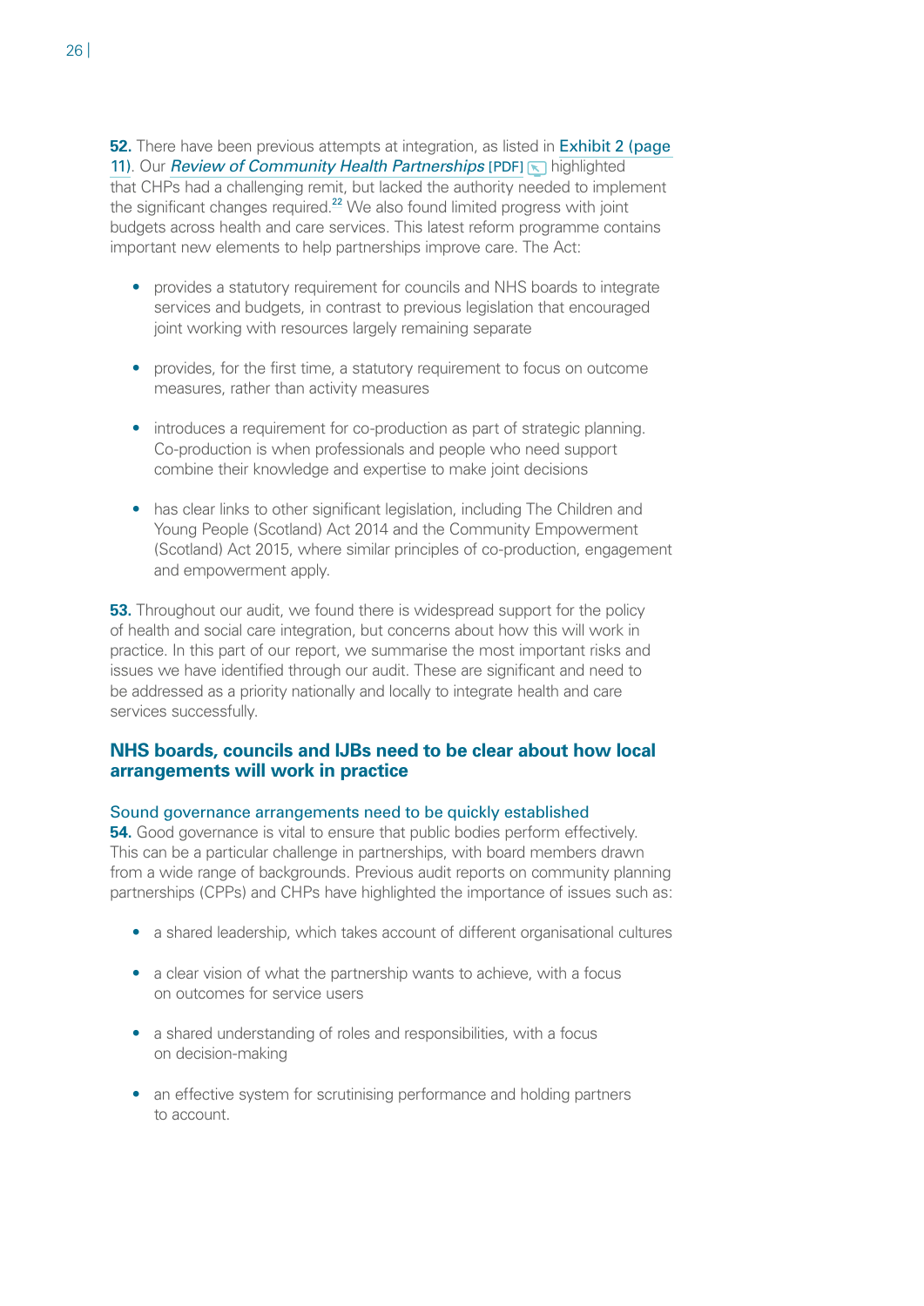**52.** There have been previous attempts at integration, as listed in Exhibit 2 (page 11). Our *Review of Community Health Partnerships* [PDF] highlighted that CHPs had a challenging remit, but lacked the authority needed to implement the significant changes required.[22] We also found limited progress with joint budgets across health and care services. This latest reform programme contains important new elements to help partnerships improve care. The Act:

- provides a statutory requirement for councils and NHS boards to integrate services and budgets, in contrast to previous legislation that encouraged joint working with resources largely remaining separate
- provides, for the first time, a statutory requirement to focus on outcome measures, rather than activity measures
- introduces a requirement for co-production as part of strategic planning. Co-production is when professionals and people who need support combine their knowledge and expertise to make joint decisions
- has clear links to other significant legislation, including The Children and Young People (Scotland) Act 2014 and the Community Empowerment (Scotland) Act 2015, where similar principles of co-production, engagement and empowerment apply.

**53.** Throughout our audit, we found there is widespread support for the policy of health and social care integration, but concerns about how this will work in practice. In this part of our report, we summarise the most important risks and issues we have identified through our audit. These are significant and need to be addressed as a priority nationally and locally to integrate health and care services successfully.

## NHS boards, councils and IJBs need to be clear about how local arrangements will work in practice

### Sound governance arrangements need to be quickly established

**54.** Good governance is vital to ensure that public bodies perform effectively. This can be a particular challenge in partnerships, with board members drawn from a wide range of backgrounds. Previous audit reports on community planning partnerships (CPPs) and CHPs have highlighted the importance of issues such as:

- a shared leadership, which takes account of different organisational cultures
- a clear vision of what the partnership wants to achieve, with a focus on outcomes for service users
- a shared understanding of roles and responsibilities, with a focus on decision-making
- an effective system for scrutinising performance and holding partners to account.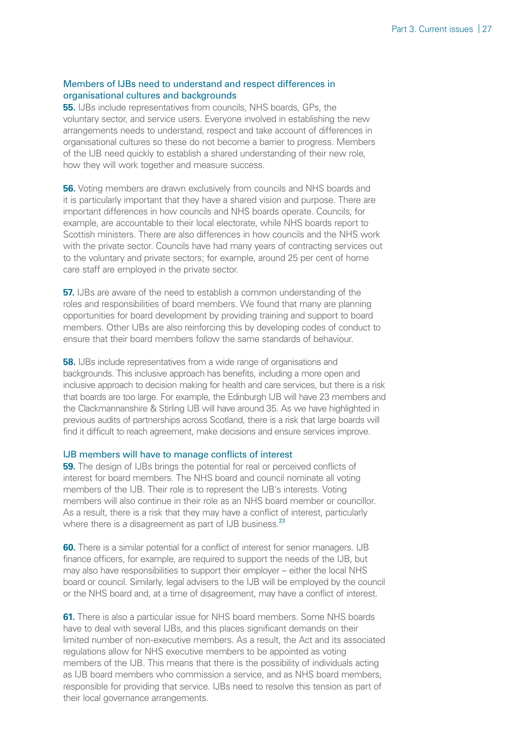### Members of IJBs need to understand and respect differences in organisational cultures and backgrounds

**55.** IJBs include representatives from councils, NHS boards, GPs, the voluntary sector, and service users. Everyone involved in establishing the new arrangements needs to understand, respect and take account of differences in organisational cultures so these do not become a barrier to progress. Members of the IJB need quickly to establish a shared understanding of their new role, how they will work together and measure success.

**56.** Voting members are drawn exclusively from councils and NHS boards and it is particularly important that they have a shared vision and purpose. There are important differences in how councils and NHS boards operate. Councils, for example, are accountable to their local electorate, while NHS boards report to Scottish ministers. There are also differences in how councils and the NHS work with the private sector. Councils have had many years of contracting services out to the voluntary and private sectors; for example, around 25 per cent of home care staff are employed in the private sector.

**57.** IJBs are aware of the need to establish a common understanding of the roles and responsibilities of board members. We found that many are planning opportunities for board development by providing training and support to board members. Other IJBs are also reinforcing this by developing codes of conduct to ensure that their board members follow the same standards of behaviour.

**58.** IJBs include representatives from a wide range of organisations and backgrounds. This inclusive approach has benefits, including a more open and inclusive approach to decision making for health and care services, but there is a risk that boards are too large. For example, the Edinburgh IJB will have 23 members and the Clackmannanshire & Stirling IJB will have around 35. As we have highlighted in previous audits of partnerships across Scotland, there is a risk that large boards will find it difficult to reach agreement, make decisions and ensure services improve.

### IJB members will have to manage conflicts of interest

**59.** The design of IJBs brings the potential for real or perceived conflicts of interest for board members. The NHS board and council nominate all voting members of the IJB. Their role is to represent the IJB's interests. Voting members will also continue in their role as an NHS board member or councillor. As a result, there is a risk that they may have a conflict of interest, particularly where there is a disagreement as part of IJB business.[23]

**60.** There is a similar potential for a conflict of interest for senior managers. IJB finance officers, for example, are required to support the needs of the IJB, but may also have responsibilities to support their employer – either the local NHS board or council. Similarly, legal advisers to the IJB will be employed by the council or the NHS board and, at a time of disagreement, may have a conflict of interest.

**61.** There is also a particular issue for NHS board members. Some NHS boards have to deal with several IJBs, and this places significant demands on their limited number of non-executive members. As a result, the Act and its associated regulations allow for NHS executive members to be appointed as voting members of the IJB. This means that there is the possibility of individuals acting as IJB board members who commission a service, and as NHS board members, responsible for providing that service. IJBs need to resolve this tension as part of their local governance arrangements.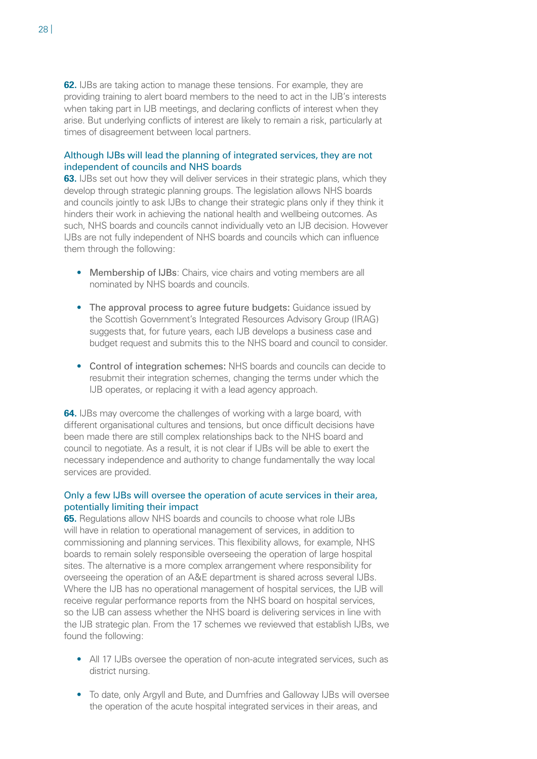**62.** IJBs are taking action to manage these tensions. For example, they are providing training to alert board members to the need to act in the IJB's interests when taking part in IJB meetings, and declaring conflicts of interest when they arise. But underlying conflicts of interest are likely to remain a risk, particularly at times of disagreement between local partners.

### Although IJBs will lead the planning of integrated services, they are not independent of councils and NHS boards

**63.** IJBs set out how they will deliver services in their strategic plans, which they develop through strategic planning groups. The legislation allows NHS boards and councils jointly to ask IJBs to change their strategic plans only if they think it hinders their work in achieving the national health and wellbeing outcomes. As such, NHS boards and councils cannot individually veto an IJB decision. However IJBs are not fully independent of NHS boards and councils which can influence them through the following:

- Membership of IJBs: Chairs, vice chairs and voting members are all nominated by NHS boards and councils.
- The approval process to agree future budgets: Guidance issued by the Scottish Government's Integrated Resources Advisory Group (IRAG) suggests that, for future years, each IJB develops a business case and budget request and submits this to the NHS board and council to consider.
- Control of integration schemes: NHS boards and councils can decide to resubmit their integration schemes, changing the terms under which the IJB operates, or replacing it with a lead agency approach.

**64.** IJBs may overcome the challenges of working with a large board, with different organisational cultures and tensions, but once difficult decisions have been made there are still complex relationships back to the NHS board and council to negotiate. As a result, it is not clear if IJBs will be able to exert the necessary independence and authority to change fundamentally the way local services are provided.

### Only a few IJBs will oversee the operation of acute services in their area, potentially limiting their impact

**65.** Regulations allow NHS boards and councils to choose what role IJBs will have in relation to operational management of services, in addition to commissioning and planning services. This flexibility allows, for example, NHS boards to remain solely responsible overseeing the operation of large hospital sites. The alternative is a more complex arrangement where responsibility for overseeing the operation of an A&E department is shared across several IJBs. Where the IJB has no operational management of hospital services, the IJB will receive regular performance reports from the NHS board on hospital services, so the IJB can assess whether the NHS board is delivering services in line with the IJB strategic plan. From the 17 schemes we reviewed that establish IJBs, we found the following:

- All 17 IJBs oversee the operation of non-acute integrated services, such as district nursing.
- To date, only Argyll and Bute, and Dumfries and Galloway IJBs will oversee the operation of the acute hospital integrated services in their areas, and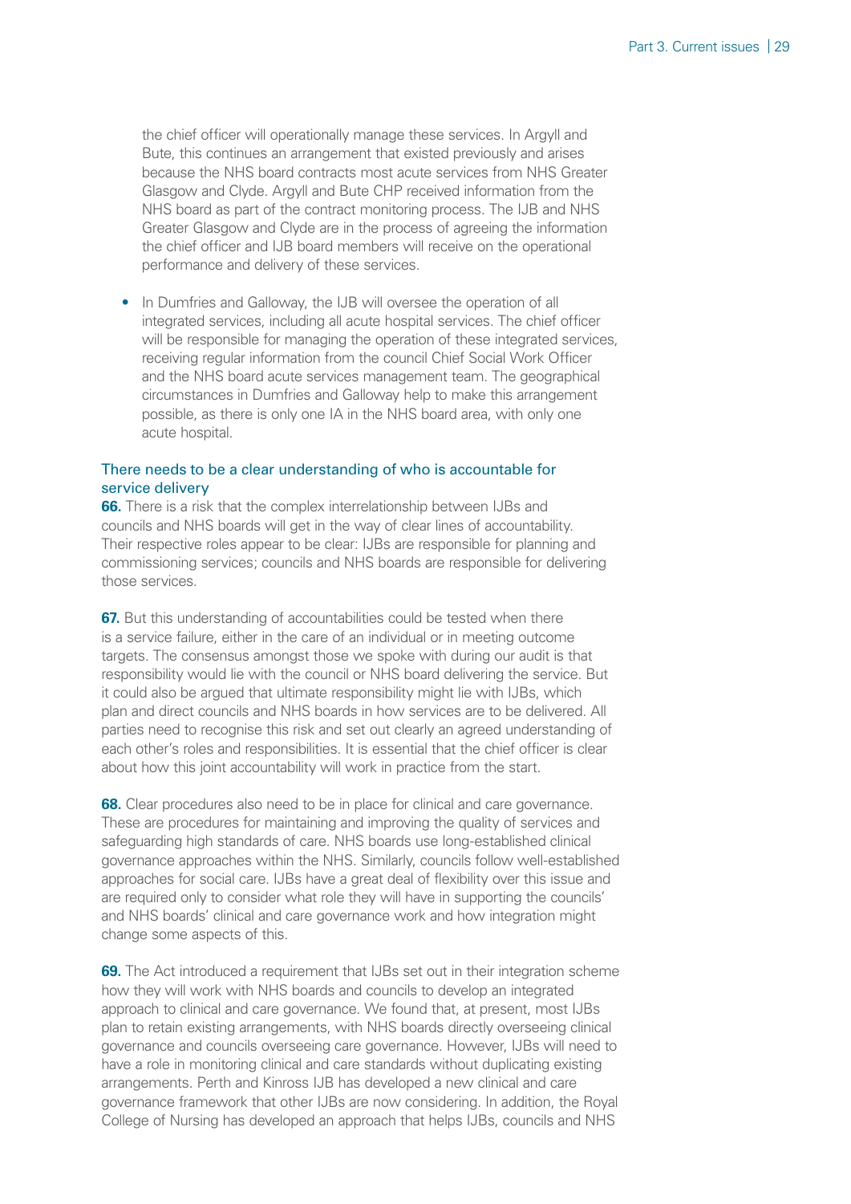the chief officer will operationally manage these services. In Argyll and Bute, this continues an arrangement that existed previously and arises because the NHS board contracts most acute services from NHS Greater Glasgow and Clyde. Argyll and Bute CHP received information from the NHS board as part of the contract monitoring process. The IJB and NHS Greater Glasgow and Clyde are in the process of agreeing the information the chief officer and IJB board members will receive on the operational performance and delivery of these services.

- In Dumfries and Galloway, the IJB will oversee the operation of all integrated services, including all acute hospital services. The chief officer will be responsible for managing the operation of these integrated services, receiving regular information from the council Chief Social Work Officer and the NHS board acute services management team. The geographical circumstances in Dumfries and Galloway help to make this arrangement possible, as there is only one IA in the NHS board area, with only one acute hospital.

### There needs to be a clear understanding of who is accountable for service delivery

**66.** There is a risk that the complex interrelationship between IJBs and councils and NHS boards will get in the way of clear lines of accountability. Their respective roles appear to be clear: IJBs are responsible for planning and commissioning services; councils and NHS boards are responsible for delivering those services.

**67.** But this understanding of accountabilities could be tested when there is a service failure, either in the care of an individual or in meeting outcome targets. The consensus amongst those we spoke with during our audit is that responsibility would lie with the council or NHS board delivering the service. But it could also be argued that ultimate responsibility might lie with IJBs, which plan and direct councils and NHS boards in how services are to be delivered. All parties need to recognise this risk and set out clearly an agreed understanding of each other's roles and responsibilities. It is essential that the chief officer is clear about how this joint accountability will work in practice from the start.

**68.** Clear procedures also need to be in place for clinical and care governance. These are procedures for maintaining and improving the quality of services and safeguarding high standards of care. NHS boards use long-established clinical governance approaches within the NHS. Similarly, councils follow well-established approaches for social care. IJBs have a great deal of flexibility over this issue and are required only to consider what role they will have in supporting the councils' and NHS boards' clinical and care governance work and how integration might change some aspects of this.

**69.** The Act introduced a requirement that IJBs set out in their integration scheme how they will work with NHS boards and councils to develop an integrated approach to clinical and care governance. We found that, at present, most IJBs plan to retain existing arrangements, with NHS boards directly overseeing clinical governance and councils overseeing care governance. However, IJBs will need to have a role in monitoring clinical and care standards without duplicating existing arrangements. Perth and Kinross IJB has developed a new clinical and care governance framework that other IJBs are now considering. In addition, the Royal College of Nursing has developed an approach that helps IJBs, councils and NHS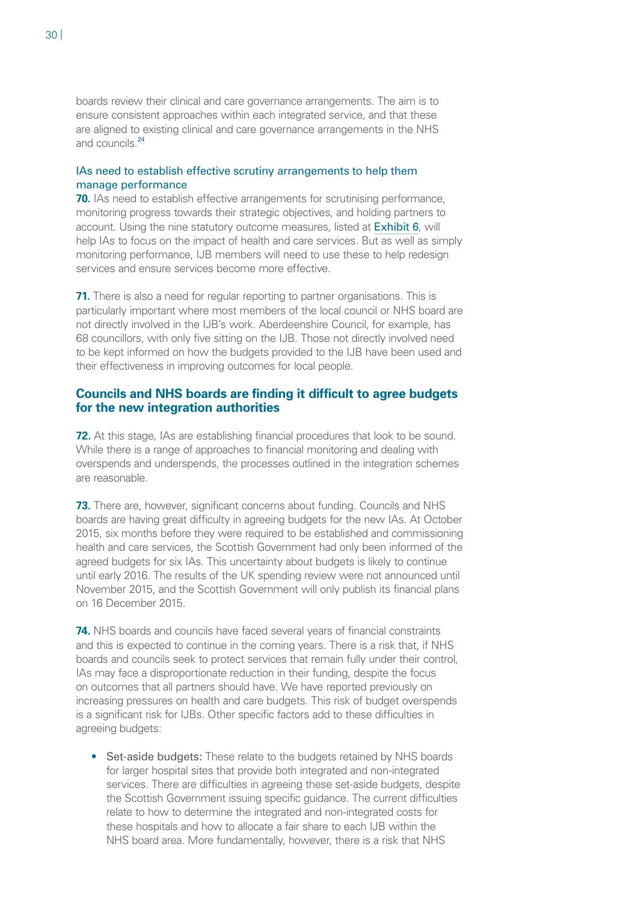boards review their clinical and care governance arrangements. The aim is to ensure consistent approaches within each integrated service, and that these are aligned to existing clinical and care governance arrangements in the NHS and councils.[24]

### IAs need to establish effective scrutiny arrangements to help them manage performance

**70.** IAs need to establish effective arrangements for scrutinising performance, monitoring progress towards their strategic objectives, and holding partners to account. Using the nine statutory outcome measures, listed at Exhibit 6, will help IAs to focus on the impact of health and care services. But as well as simply monitoring performance, IJB members will need to use these to help redesign services and ensure services become more effective.

**71.** There is also a need for regular reporting to partner organisations. This is particularly important where most members of the local council or NHS board are not directly involved in the IJB's work. Aberdeenshire Council, for example, has 68 councillors, with only five sitting on the IJB. Those not directly involved need to be kept informed on how the budgets provided to the IJB have been used and their effectiveness in improving outcomes for local people.

## Councils and NHS boards are finding it difficult to agree budgets for the new integration authorities

**72.** At this stage, IAs are establishing financial procedures that look to be sound. While there is a range of approaches to financial monitoring and dealing with overspends and underspends, the processes outlined in the integration schemes are reasonable.

**73.** There are, however, significant concerns about funding. Councils and NHS boards are having great difficulty in agreeing budgets for the new IAs. At October 2015, six months before they were required to be established and commissioning health and care services, the Scottish Government had only been informed of the agreed budgets for six IAs. This uncertainty about budgets is likely to continue until early 2016. The results of the UK spending review were not announced until November 2015, and the Scottish Government will only publish its financial plans on 16 December 2015.

**74.** NHS boards and councils have faced several years of financial constraints and this is expected to continue in the coming years. There is a risk that, if NHS boards and councils seek to protect services that remain fully under their control, IAs may face a disproportionate reduction in their funding, despite the focus on outcomes that all partners should have. We have reported previously on increasing pressures on health and care budgets. This risk of budget overspends is a significant risk for IJBs. Other specific factors add to these difficulties in agreeing budgets:

- Set-aside budgets: These relate to the budgets retained by NHS boards for larger hospital sites that provide both integrated and non-integrated services. There are difficulties in agreeing these set-aside budgets, despite the Scottish Government issuing specific guidance. The current difficulties relate to how to determine the integrated and non-integrated costs for these hospitals and how to allocate a fair share to each IJB within the NHS board area. More fundamentally, however, there is a risk that NHS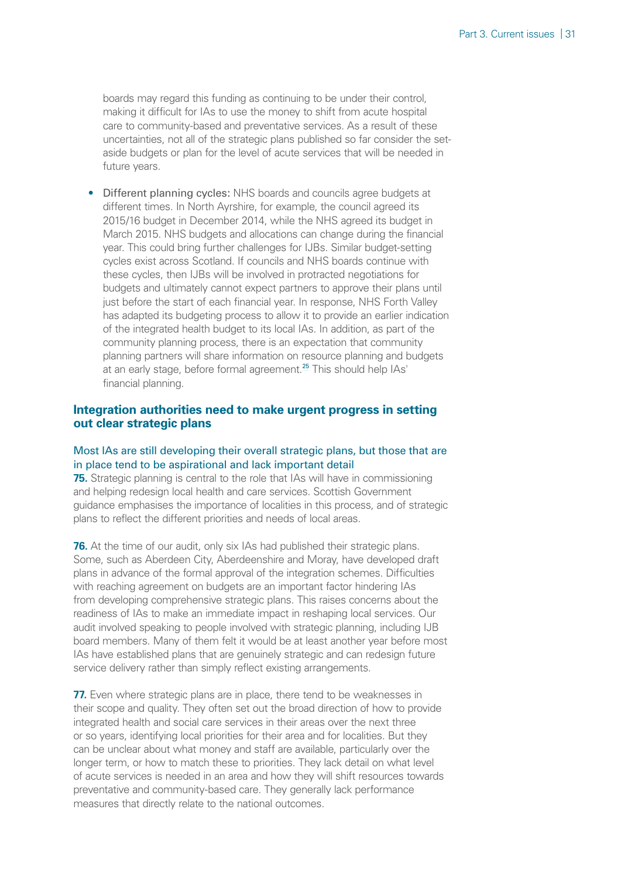boards may regard this funding as continuing to be under their control, making it difficult for IAs to use the money to shift from acute hospital care to community-based and preventative services. As a result of these uncertainties, not all of the strategic plans published so far consider the set-aside budgets or plan for the level of acute services that will be needed in future years.

- Different planning cycles: NHS boards and councils agree budgets at different times. In North Ayrshire, for example, the council agreed its 2015/16 budget in December 2014, while the NHS agreed its budget in March 2015. NHS budgets and allocations can change during the financial year. This could bring further challenges for IJBs. Similar budget-setting cycles exist across Scotland. If councils and NHS boards continue with these cycles, then IJBs will be involved in protracted negotiations for budgets and ultimately cannot expect partners to approve their plans until just before the start of each financial year. In response, NHS Forth Valley has adapted its budgeting process to allow it to provide an earlier indication of the integrated health budget to its local IAs. In addition, as part of the community planning process, there is an expectation that community planning partners will share information on resource planning and budgets at an early stage, before formal agreement.[25] This should help IAs' financial planning.

## Integration authorities need to make urgent progress in setting out clear strategic plans

### Most IAs are still developing their overall strategic plans, but those that are in place tend to be aspirational and lack important detail

**75.** Strategic planning is central to the role that IAs will have in commissioning and helping redesign local health and care services. Scottish Government guidance emphasises the importance of localities in this process, and of strategic plans to reflect the different priorities and needs of local areas.

**76.** At the time of our audit, only six IAs had published their strategic plans. Some, such as Aberdeen City, Aberdeenshire and Moray, have developed draft plans in advance of the formal approval of the integration schemes. Difficulties with reaching agreement on budgets are an important factor hindering IAs from developing comprehensive strategic plans. This raises concerns about the readiness of IAs to make an immediate impact in reshaping local services. Our audit involved speaking to people involved with strategic planning, including IJB board members. Many of them felt it would be at least another year before most IAs have established plans that are genuinely strategic and can redesign future service delivery rather than simply reflect existing arrangements.

**77.** Even where strategic plans are in place, there tend to be weaknesses in their scope and quality. They often set out the broad direction of how to provide integrated health and social care services in their areas over the next three or so years, identifying local priorities for their area and for localities. But they can be unclear about what money and staff are available, particularly over the longer term, or how to match these to priorities. They lack detail on what level of acute services is needed in an area and how they will shift resources towards preventative and community-based care. They generally lack performance measures that directly relate to the national outcomes.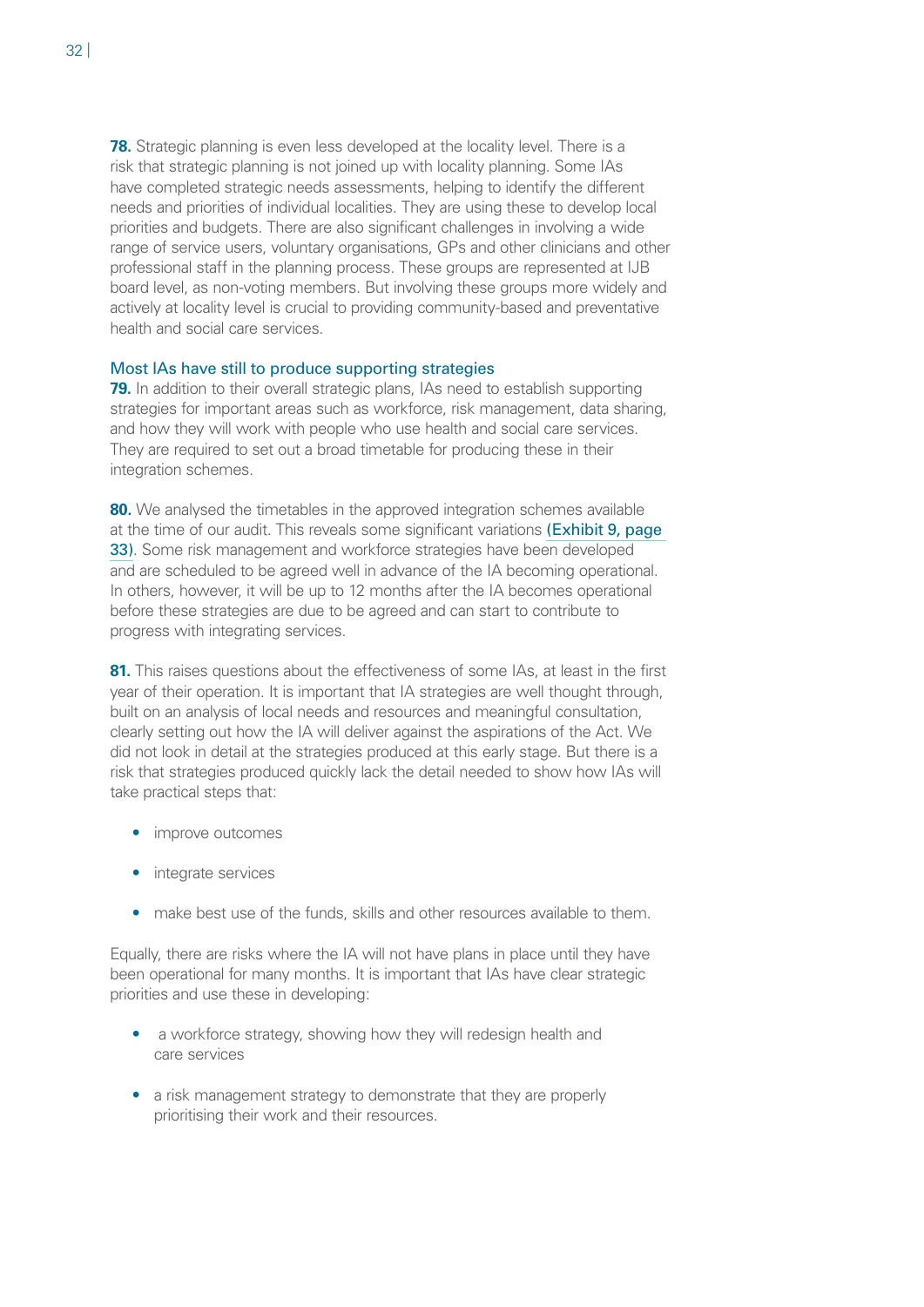**78.** Strategic planning is even less developed at the locality level. There is a risk that strategic planning is not joined up with locality planning. Some IAs have completed strategic needs assessments, helping to identify the different needs and priorities of individual localities. They are using these to develop local priorities and budgets. There are also significant challenges in involving a wide range of service users, voluntary organisations, GPs and other clinicians and other professional staff in the planning process. These groups are represented at IJB board level, as non-voting members. But involving these groups more widely and actively at locality level is crucial to providing community-based and preventative health and social care services.

### Most IAs have still to produce supporting strategies

**79.** In addition to their overall strategic plans, IAs need to establish supporting strategies for important areas such as workforce, risk management, data sharing, and how they will work with people who use health and social care services. They are required to set out a broad timetable for producing these in their integration schemes.

**80.** We analysed the timetables in the approved integration schemes available at the time of our audit. This reveals some significant variations (Exhibit 9, page 33). Some risk management and workforce strategies have been developed and are scheduled to be agreed well in advance of the IA becoming operational. In others, however, it will be up to 12 months after the IA becomes operational before these strategies are due to be agreed and can start to contribute to progress with integrating services.

**81.** This raises questions about the effectiveness of some IAs, at least in the first year of their operation. It is important that IA strategies are well thought through, built on an analysis of local needs and resources and meaningful consultation, clearly setting out how the IA will deliver against the aspirations of the Act. We did not look in detail at the strategies produced at this early stage. But there is a risk that strategies produced quickly lack the detail needed to show how IAs will take practical steps that:

- improve outcomes
- integrate services
- make best use of the funds, skills and other resources available to them.

Equally, there are risks where the IA will not have plans in place until they have been operational for many months. It is important that IAs have clear strategic priorities and use these in developing:

- a workforce strategy, showing how they will redesign health and care services
- a risk management strategy to demonstrate that they are properly prioritising their work and their resources.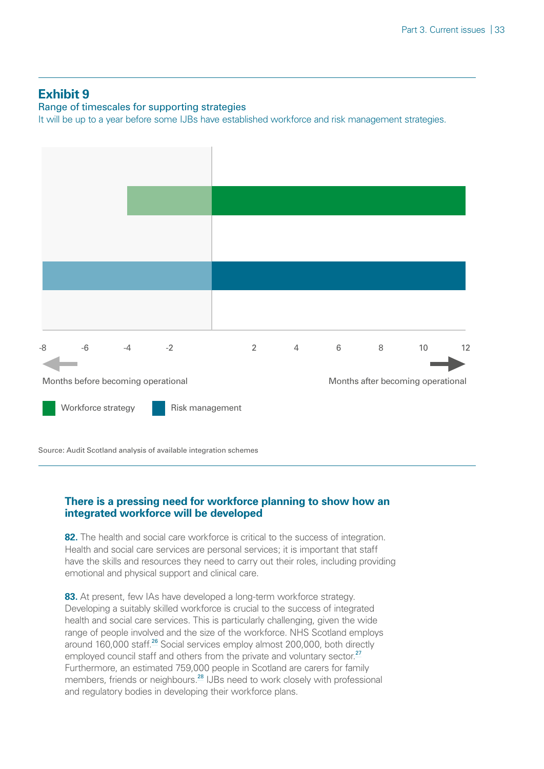## Exhibit 9

Range of timescales for supporting strategies

It will be up to a year before some IJBs have established workforce and risk management strategies.

-8 -6 -4 -2 2 4 6 8 10 12

Months before becoming operational

Months after becoming operational

Workforce strategy

Risk management

Source: Audit Scotland analysis of available integration schemes

### There is a pressing need for workforce planning to show how an integrated workforce will be developed

**82.** The health and social care workforce is critical to the success of integration. Health and social care services are personal services; it is important that staff have the skills and resources they need to carry out their roles, including providing emotional and physical support and clinical care.

**83.** At present, few IAs have developed a long-term workforce strategy. Developing a suitably skilled workforce is crucial to the success of integrated health and social care services. This is particularly challenging, given the wide range of people involved and the size of the workforce. NHS Scotland employs around 160,000 staff.[26] Social services employ almost 200,000, both directly employed council staff and others from the private and voluntary sector.[27] Furthermore, an estimated 759,000 people in Scotland are carers for family members, friends or neighbours.[28] IJBs need to work closely with professional and regulatory bodies in developing their workforce plans.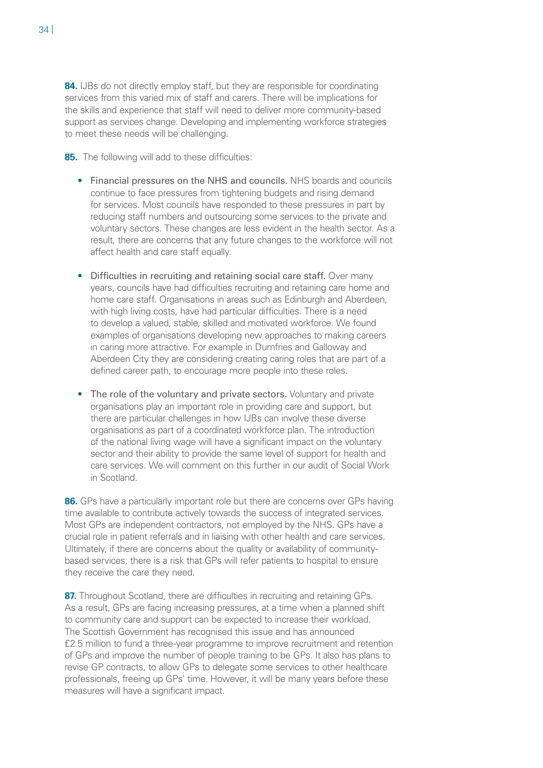**84.** IJBs do not directly employ staff, but they are responsible for coordinating services from this varied mix of staff and carers. There will be implications for the skills and experience that staff will need to deliver more community-based support as services change. Developing and implementing workforce strategies to meet these needs will be challenging.

**85.** The following will add to these difficulties:

- Financial pressures on the NHS and councils. NHS boards and councils continue to face pressures from tightening budgets and rising demand for services. Most councils have responded to these pressures in part by reducing staff numbers and outsourcing some services to the private and voluntary sectors. These changes are less evident in the health sector. As a result, there are concerns that any future changes to the workforce will not affect health and care staff equally.

- Difficulties in recruiting and retaining social care staff. Over many years, councils have had difficulties recruiting and retaining care home and home care staff. Organisations in areas such as Edinburgh and Aberdeen, with high living costs, have had particular difficulties. There is a need to develop a valued, stable, skilled and motivated workforce. We found examples of organisations developing new approaches to making careers in caring more attractive. For example in Dumfries and Galloway and Aberdeen City they are considering creating caring roles that are part of a defined career path, to encourage more people into these roles.

- The role of the voluntary and private sectors. Voluntary and private organisations play an important role in providing care and support, but there are particular challenges in how IJBs can involve these diverse organisations as part of a coordinated workforce plan. The introduction of the national living wage will have a significant impact on the voluntary sector and their ability to provide the same level of support for health and care services. We will comment on this further in our audit of Social Work in Scotland.

**86.** GPs have a particularly important role but there are concerns over GPs having time available to contribute actively towards the success of integrated services. Most GPs are independent contractors, not employed by the NHS. GPs have a crucial role in patient referrals and in liaising with other health and care services. Ultimately, if there are concerns about the quality or availability of community-based services, there is a risk that GPs will refer patients to hospital to ensure they receive the care they need.

**87.** Throughout Scotland, there are difficulties in recruiting and retaining GPs. As a result, GPs are facing increasing pressures, at a time when a planned shift to community care and support can be expected to increase their workload. The Scottish Government has recognised this issue and has announced £2.5 million to fund a three-year programme to improve recruitment and retention of GPs and improve the number of people training to be GPs. It also has plans to revise GP contracts, to allow GPs to delegate some services to other healthcare professionals, freeing up GPs' time. However, it will be many years before these measures will have a significant impact.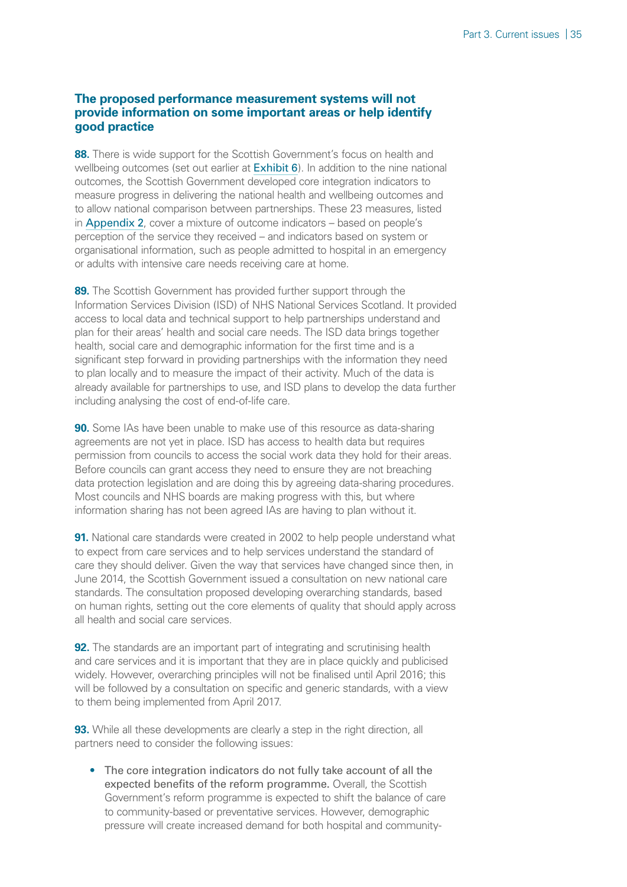### The proposed performance measurement systems will not provide information on some important areas or help identify good practice

**88.** There is wide support for the Scottish Government's focus on health and wellbeing outcomes (set out earlier at Exhibit 6). In addition to the nine national outcomes, the Scottish Government developed core integration indicators to measure progress in delivering the national health and wellbeing outcomes and to allow national comparison between partnerships. These 23 measures, listed in Appendix 2, cover a mixture of outcome indicators – based on people's perception of the service they received – and indicators based on system or organisational information, such as people admitted to hospital in an emergency or adults with intensive care needs receiving care at home.

**89.** The Scottish Government has provided further support through the Information Services Division (ISD) of NHS National Services Scotland. It provided access to local data and technical support to help partnerships understand and plan for their areas' health and social care needs. The ISD data brings together health, social care and demographic information for the first time and is a significant step forward in providing partnerships with the information they need to plan locally and to measure the impact of their activity. Much of the data is already available for partnerships to use, and ISD plans to develop the data further including analysing the cost of end-of-life care.

**90.** Some IAs have been unable to make use of this resource as data-sharing agreements are not yet in place. ISD has access to health data but requires permission from councils to access the social work data they hold for their areas. Before councils can grant access they need to ensure they are not breaching data protection legislation and are doing this by agreeing data-sharing procedures. Most councils and NHS boards are making progress with this, but where information sharing has not been agreed IAs are having to plan without it.

**91.** National care standards were created in 2002 to help people understand what to expect from care services and to help services understand the standard of care they should deliver. Given the way that services have changed since then, in June 2014, the Scottish Government issued a consultation on new national care standards. The consultation proposed developing overarching standards, based on human rights, setting out the core elements of quality that should apply across all health and social care services.

**92.** The standards are an important part of integrating and scrutinising health and care services and it is important that they are in place quickly and publicised widely. However, overarching principles will not be finalised until April 2016; this will be followed by a consultation on specific and generic standards, with a view to them being implemented from April 2017.

**93.** While all these developments are clearly a step in the right direction, all partners need to consider the following issues:

- **The core integration indicators do not fully take account of all the expected benefits of the reform programme.** Overall, the Scottish Government's reform programme is expected to shift the balance of care to community-based or preventative services. However, demographic pressure will create increased demand for both hospital and community-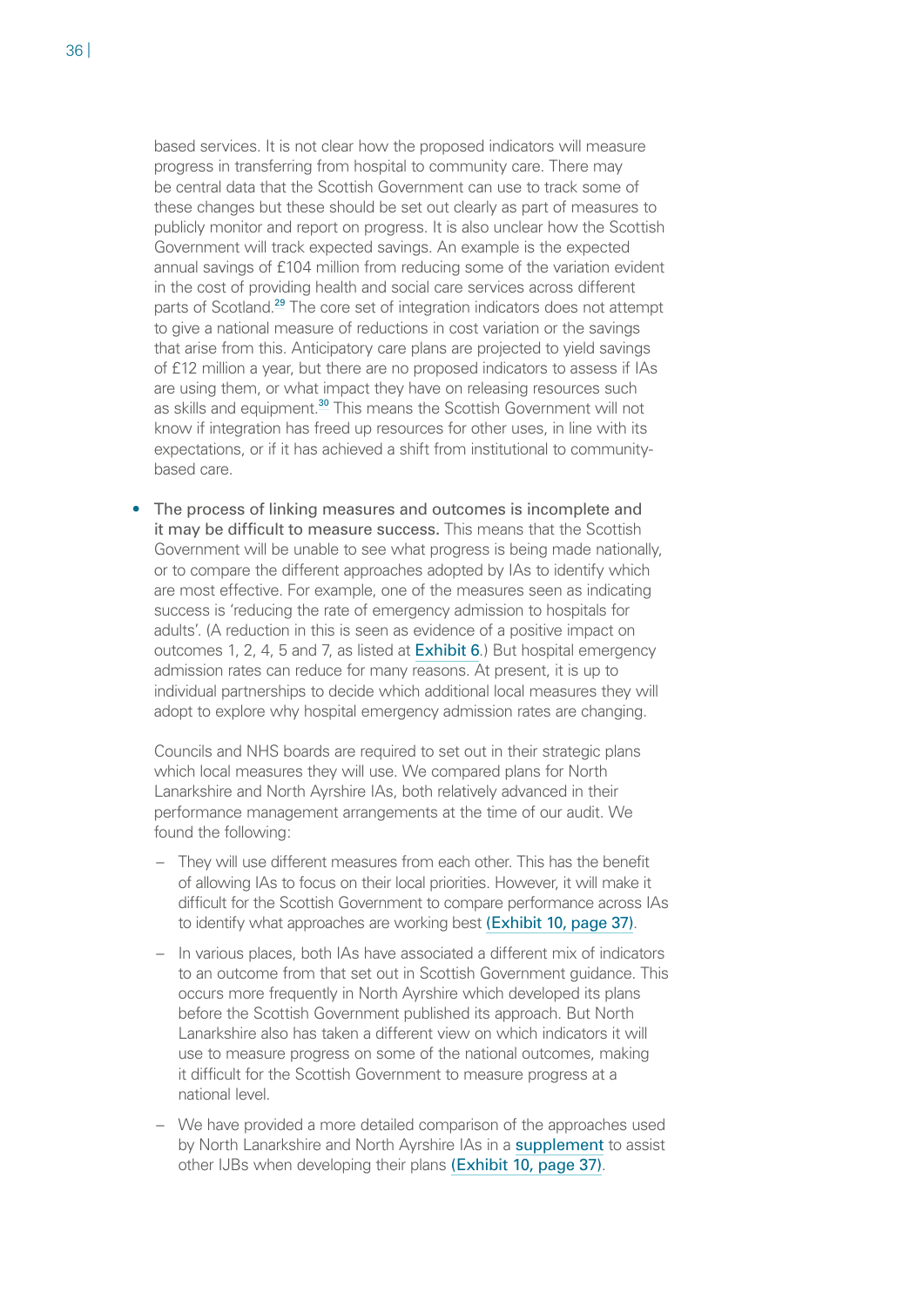based services. It is not clear how the proposed indicators will measure progress in transferring from hospital to community care. There may be central data that the Scottish Government can use to track some of these changes but these should be set out clearly as part of measures to publicly monitor and report on progress. It is also unclear how the Scottish Government will track expected savings. An example is the expected annual savings of £104 million from reducing some of the variation evident in the cost of providing health and social care services across different parts of Scotland.[29] The core set of integration indicators does not attempt to give a national measure of reductions in cost variation or the savings that arise from this. Anticipatory care plans are projected to yield savings of £12 million a year, but there are no proposed indicators to assess if IAs are using them, or what impact they have on releasing resources such as skills and equipment.[30] This means the Scottish Government will not know if integration has freed up resources for other uses, in line with its expectations, or if it has achieved a shift from institutional to community-based care.

- **The process of linking measures and outcomes is incomplete and it may be difficult to measure success.** This means that the Scottish Government will be unable to see what progress is being made nationally, or to compare the different approaches adopted by IAs to identify which are most effective. For example, one of the measures seen as indicating success is 'reducing the rate of emergency admission to hospitals for adults'. (A reduction in this is seen as evidence of a positive impact on outcomes 1, 2, 4, 5 and 7, as listed at Exhibit 6.) But hospital emergency admission rates can reduce for many reasons. At present, it is up to individual partnerships to decide which additional local measures they will adopt to explore why hospital emergency admission rates are changing.

  Councils and NHS boards are required to set out in their strategic plans which local measures they will use. We compared plans for North Lanarkshire and North Ayrshire IAs, both relatively advanced in their performance management arrangements at the time of our audit. We found the following:

  - They will use different measures from each other. This has the benefit of allowing IAs to focus on their local priorities. However, it will make it difficult for the Scottish Government to compare performance across IAs to identify what approaches are working best (Exhibit 10, page 37).
  - In various places, both IAs have associated a different mix of indicators to an outcome from that set out in Scottish Government guidance. This occurs more frequently in North Ayrshire which developed its plans before the Scottish Government published its approach. But North Lanarkshire also has taken a different view on which indicators it will use to measure progress on some of the national outcomes, making it difficult for the Scottish Government to measure progress at a national level.
  - We have provided a more detailed comparison of the approaches used by North Lanarkshire and North Ayrshire IAs in a supplement to assist other IJBs when developing their plans (Exhibit 10, page 37).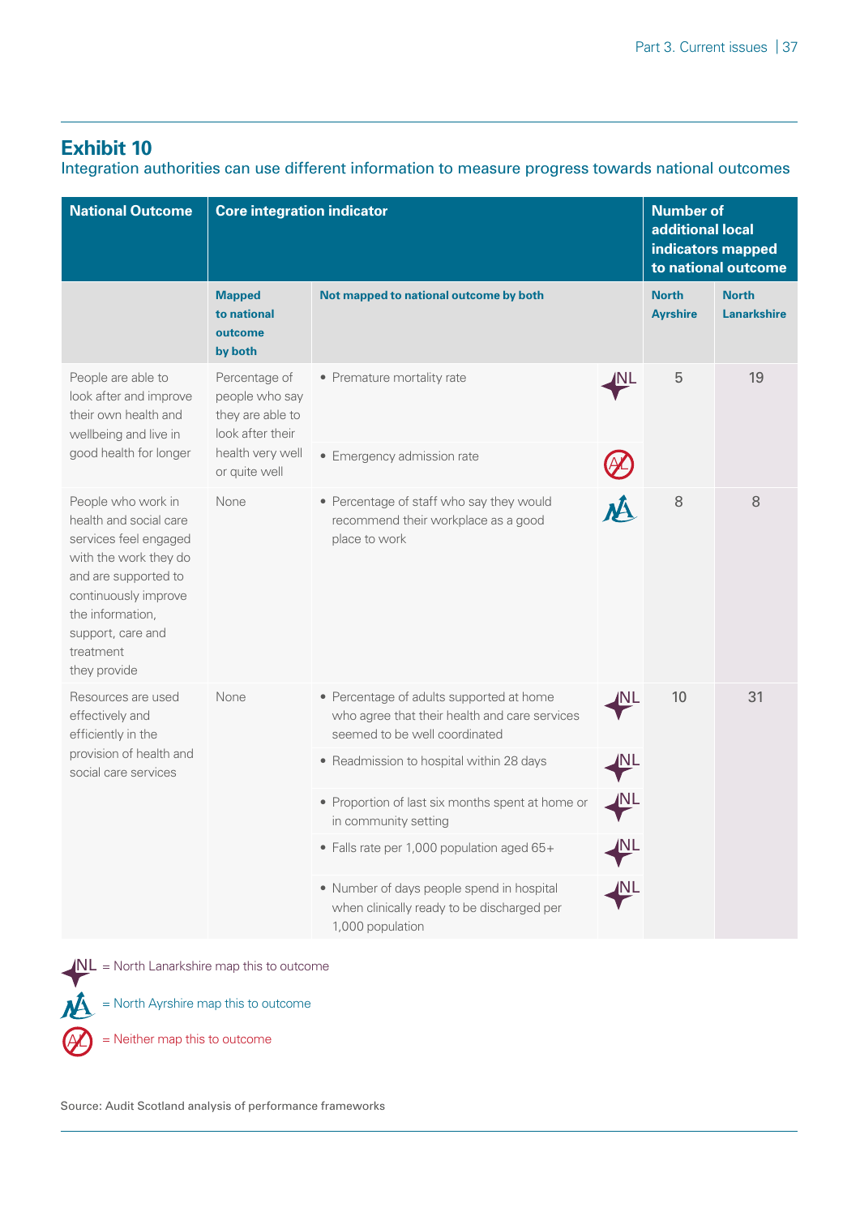## Exhibit 10

Integration authorities can use different information to measure progress towards national outcomes

| National Outcome | Core integration indicator | | | Number of additional local indicators mapped to national outcome | |
|---|---|---|---|---|---|
| | Mapped to national outcome by both | Not mapped to national outcome by both | | North Ayrshire | North Lanarkshire |
| People are able to look after and improve their own health and wellbeing and live in good health for longer | Percentage of people who say they are able to look after their health very well or quite well | • Premature mortality rate | NL | 5 | 19 |
| | | • Emergency admission rate | Neither | | |
| People who work in health and social care services feel engaged with the work they do and are supported to continuously improve the information, support, care and treatment they provide | None | • Percentage of staff who say they would recommend their workplace as a good place to work | NA | 8 | 8 |
| Resources are used effectively and efficiently in the provision of health and social care services | None | • Percentage of adults supported at home who agree that their health and care services seemed to be well coordinated | NL | 10 | 31 |
| | | • Readmission to hospital within 28 days | NL | | |
| | | • Proportion of last six months spent at home or in community setting | NL | | |
| | | • Falls rate per 1,000 population aged 65+ | NL | | |
| | | • Number of days people spend in hospital when clinically ready to be discharged per 1,000 population | NL | | |

NL = North Lanarkshire map this to outcome

NA = North Ayrshire map this to outcome

Neither = Neither map this to outcome

Source: Audit Scotland analysis of performance frameworks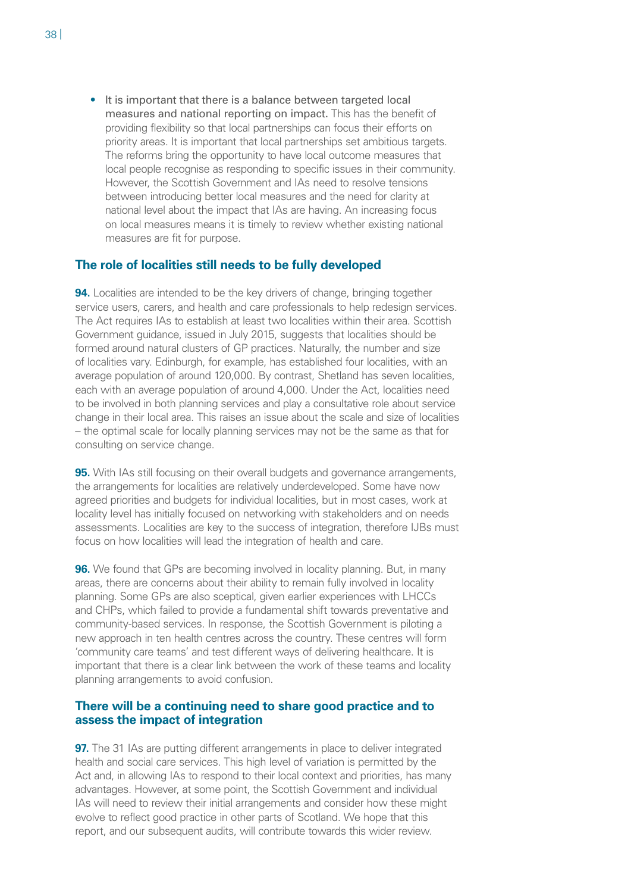- **It is important that there is a balance between targeted local measures and national reporting on impact.** This has the benefit of providing flexibility so that local partnerships can focus their efforts on priority areas. It is important that local partnerships set ambitious targets. The reforms bring the opportunity to have local outcome measures that local people recognise as responding to specific issues in their community. However, the Scottish Government and IAs need to resolve tensions between introducing better local measures and the need for clarity at national level about the impact that IAs are having. An increasing focus on local measures means it is timely to review whether existing national measures are fit for purpose.

## The role of localities still needs to be fully developed

**94.** Localities are intended to be the key drivers of change, bringing together service users, carers, and health and care professionals to help redesign services. The Act requires IAs to establish at least two localities within their area. Scottish Government guidance, issued in July 2015, suggests that localities should be formed around natural clusters of GP practices. Naturally, the number and size of localities vary. Edinburgh, for example, has established four localities, with an average population of around 120,000. By contrast, Shetland has seven localities, each with an average population of around 4,000. Under the Act, localities need to be involved in both planning services and play a consultative role about service change in their local area. This raises an issue about the scale and size of localities – the optimal scale for locally planning services may not be the same as that for consulting on service change.

**95.** With IAs still focusing on their overall budgets and governance arrangements, the arrangements for localities are relatively underdeveloped. Some have now agreed priorities and budgets for individual localities, but in most cases, work at locality level has initially focused on networking with stakeholders and on needs assessments. Localities are key to the success of integration, therefore IJBs must focus on how localities will lead the integration of health and care.

**96.** We found that GPs are becoming involved in locality planning. But, in many areas, there are concerns about their ability to remain fully involved in locality planning. Some GPs are also sceptical, given earlier experiences with LHCCs and CHPs, which failed to provide a fundamental shift towards preventative and community-based services. In response, the Scottish Government is piloting a new approach in ten health centres across the country. These centres will form 'community care teams' and test different ways of delivering healthcare. It is important that there is a clear link between the work of these teams and locality planning arrangements to avoid confusion.

## There will be a continuing need to share good practice and to assess the impact of integration

**97.** The 31 IAs are putting different arrangements in place to deliver integrated health and social care services. This high level of variation is permitted by the Act and, in allowing IAs to respond to their local context and priorities, has many advantages. However, at some point, the Scottish Government and individual IAs will need to review their initial arrangements and consider how these might evolve to reflect good practice in other parts of Scotland. We hope that this report, and our subsequent audits, will contribute towards this wider review.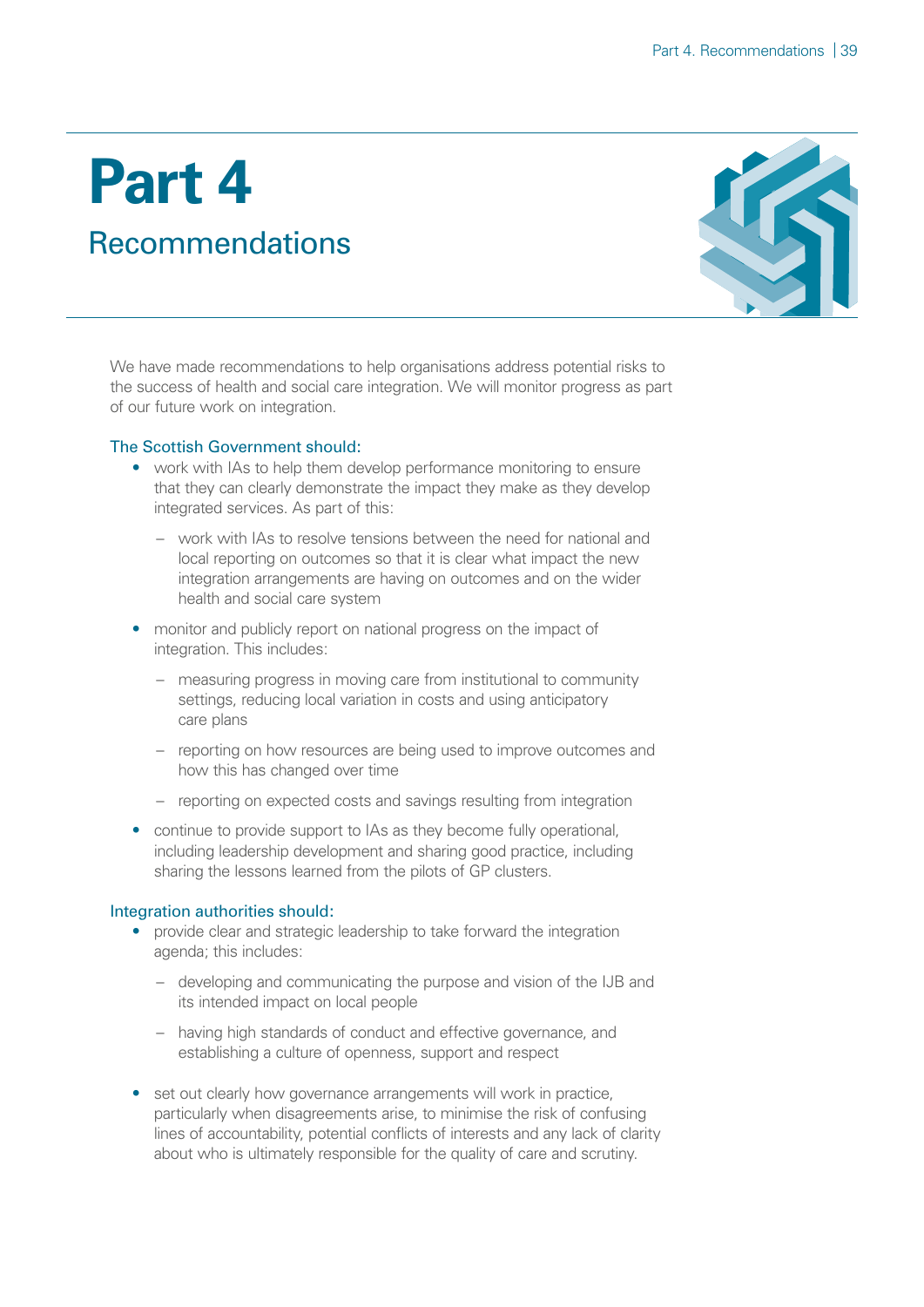# Part 4

## Recommendations

We have made recommendations to help organisations address potential risks to the success of health and social care integration. We will monitor progress as part of our future work on integration.

### The Scottish Government should:

- work with IAs to help them develop performance monitoring to ensure that they can clearly demonstrate the impact they make as they develop integrated services. As part of this:
  - work with IAs to resolve tensions between the need for national and local reporting on outcomes so that it is clear what impact the new integration arrangements are having on outcomes and on the wider health and social care system
- monitor and publicly report on national progress on the impact of integration. This includes:
  - measuring progress in moving care from institutional to community settings, reducing local variation in costs and using anticipatory care plans
  - reporting on how resources are being used to improve outcomes and how this has changed over time
  - reporting on expected costs and savings resulting from integration
- continue to provide support to IAs as they become fully operational, including leadership development and sharing good practice, including sharing the lessons learned from the pilots of GP clusters.

### Integration authorities should:

- provide clear and strategic leadership to take forward the integration agenda; this includes:
  - developing and communicating the purpose and vision of the IJB and its intended impact on local people
  - having high standards of conduct and effective governance, and establishing a culture of openness, support and respect
- set out clearly how governance arrangements will work in practice, particularly when disagreements arise, to minimise the risk of confusing lines of accountability, potential conflicts of interests and any lack of clarity about who is ultimately responsible for the quality of care and scrutiny.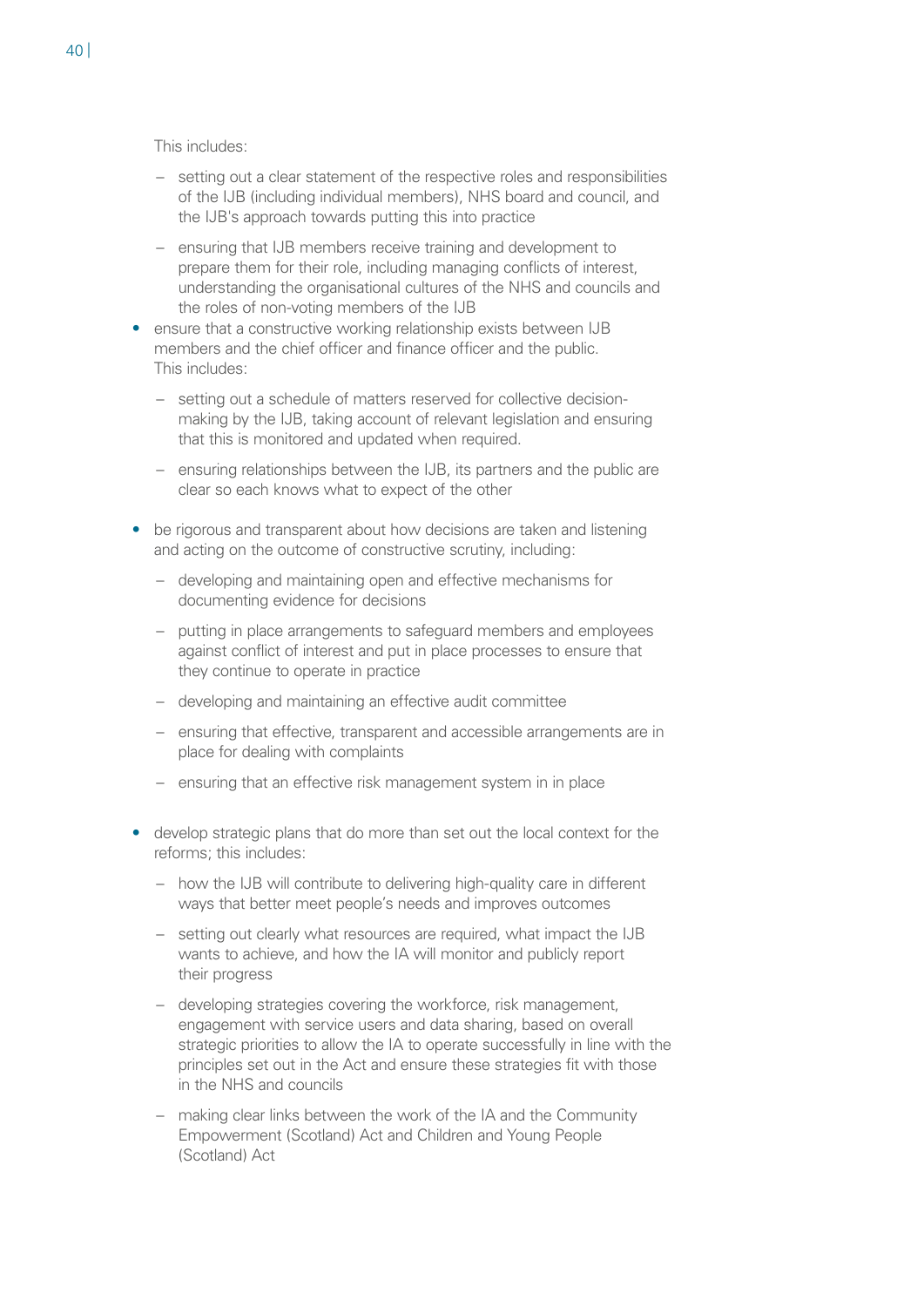This includes:

  - setting out a clear statement of the respective roles and responsibilities of the IJB (including individual members), NHS board and council, and the IJB's approach towards putting this into practice
  - ensuring that IJB members receive training and development to prepare them for their role, including managing conflicts of interest, understanding the organisational cultures of the NHS and councils and the roles of non-voting members of the IJB

- ensure that a constructive working relationship exists between IJB members and the chief officer and finance officer and the public. This includes:
  - setting out a schedule of matters reserved for collective decision-making by the IJB, taking account of relevant legislation and ensuring that this is monitored and updated when required.
  - ensuring relationships between the IJB, its partners and the public are clear so each knows what to expect of the other
- be rigorous and transparent about how decisions are taken and listening and acting on the outcome of constructive scrutiny, including:
  - developing and maintaining open and effective mechanisms for documenting evidence for decisions
  - putting in place arrangements to safeguard members and employees against conflict of interest and put in place processes to ensure that they continue to operate in practice
  - developing and maintaining an effective audit committee
  - ensuring that effective, transparent and accessible arrangements are in place for dealing with complaints
  - ensuring that an effective risk management system in in place
- develop strategic plans that do more than set out the local context for the reforms; this includes:
  - how the IJB will contribute to delivering high-quality care in different ways that better meet people's needs and improves outcomes
  - setting out clearly what resources are required, what impact the IJB wants to achieve, and how the IA will monitor and publicly report their progress
  - developing strategies covering the workforce, risk management, engagement with service users and data sharing, based on overall strategic priorities to allow the IA to operate successfully in line with the principles set out in the Act and ensure these strategies fit with those in the NHS and councils
  - making clear links between the work of the IA and the Community Empowerment (Scotland) Act and Children and Young People (Scotland) Act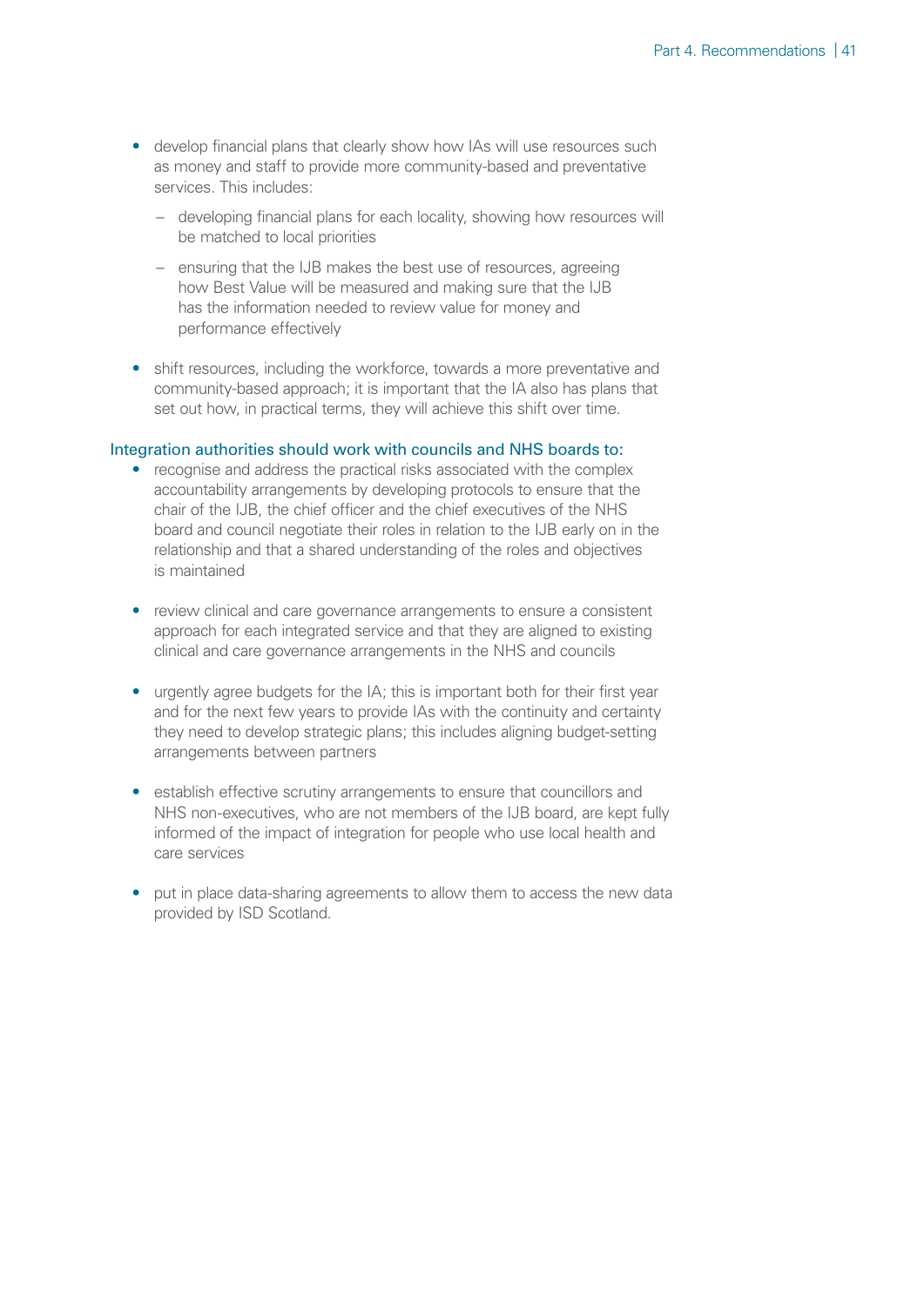- develop financial plans that clearly show how IAs will use resources such as money and staff to provide more community-based and preventative services. This includes:
  - developing financial plans for each locality, showing how resources will be matched to local priorities
  - ensuring that the IJB makes the best use of resources, agreeing how Best Value will be measured and making sure that the IJB has the information needed to review value for money and performance effectively
- shift resources, including the workforce, towards a more preventative and community-based approach; it is important that the IA also has plans that set out how, in practical terms, they will achieve this shift over time.

Integration authorities should work with councils and NHS boards to:

- recognise and address the practical risks associated with the complex accountability arrangements by developing protocols to ensure that the chair of the IJB, the chief officer and the chief executives of the NHS board and council negotiate their roles in relation to the IJB early on in the relationship and that a shared understanding of the roles and objectives is maintained
- review clinical and care governance arrangements to ensure a consistent approach for each integrated service and that they are aligned to existing clinical and care governance arrangements in the NHS and councils
- urgently agree budgets for the IA; this is important both for their first year and for the next few years to provide IAs with the continuity and certainty they need to develop strategic plans; this includes aligning budget-setting arrangements between partners
- establish effective scrutiny arrangements to ensure that councillors and NHS non-executives, who are not members of the IJB board, are kept fully informed of the impact of integration for people who use local health and care services
- put in place data-sharing agreements to allow them to access the new data provided by ISD Scotland.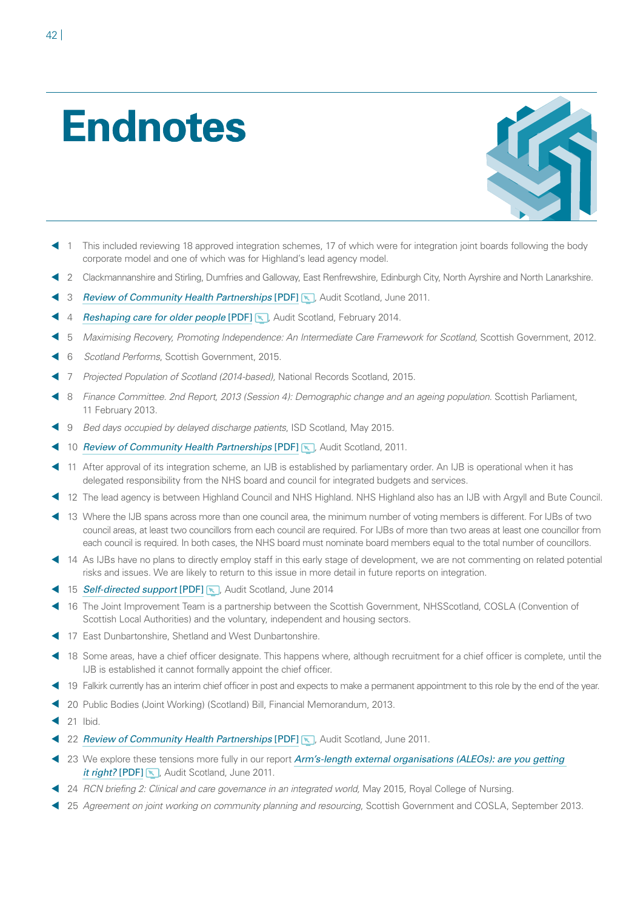# Endnotes

1. This included reviewing 18 approved integration schemes, 17 of which were for integration joint boards following the body corporate model and one of which was for Highland's lead agency model.
2. Clackmannanshire and Stirling, Dumfries and Galloway, East Renfrewshire, Edinburgh City, North Ayrshire and North Lanarkshire.
3. *Review of Community Health Partnerships* [PDF], Audit Scotland, June 2011.
4. *Reshaping care for older people* [PDF], Audit Scotland, February 2014.
5. *Maximising Recovery, Promoting Independence: An Intermediate Care Framework for Scotland,* Scottish Government, 2012.
6. *Scotland Performs*, Scottish Government, 2015.
7. *Projected Population of Scotland (2014-based),* National Records Scotland, 2015.
8. *Finance Committee. 2nd Report, 2013 (Session 4): Demographic change and an ageing population.* Scottish Parliament, 11 February 2013.
9. *Bed days occupied by delayed discharge patients*, ISD Scotland, May 2015.
10. *Review of Community Health Partnerships* [PDF], Audit Scotland, 2011.
11. After approval of its integration scheme, an IJB is established by parliamentary order. An IJB is operational when it has delegated responsibility from the NHS board and council for integrated budgets and services.
12. The lead agency is between Highland Council and NHS Highland. NHS Highland also has an IJB with Argyll and Bute Council.
13. Where the IJB spans across more than one council area, the minimum number of voting members is different. For IJBs of two council areas, at least two councillors from each council are required. For IJBs of more than two areas at least one councillor from each council is required. In both cases, the NHS board must nominate board members equal to the total number of councillors.
14. As IJBs have no plans to directly employ staff in this early stage of development, we are not commenting on related potential risks and issues. We are likely to return to this issue in more detail in future reports on integration.
15. *Self-directed support* [PDF], Audit Scotland, June 2014
16. The Joint Improvement Team is a partnership between the Scottish Government, NHSScotland, COSLA (Convention of Scottish Local Authorities) and the voluntary, independent and housing sectors.
17. East Dunbartonshire, Shetland and West Dunbartonshire.
18. Some areas, have a chief officer designate. This happens where, although recruitment for a chief officer is complete, until the IJB is established it cannot formally appoint the chief officer.
19. Falkirk currently has an interim chief officer in post and expects to make a permanent appointment to this role by the end of the year.
20. Public Bodies (Joint Working) (Scotland) Bill, Financial Memorandum, 2013.
21. Ibid.
22. *Review of Community Health Partnerships* [PDF], Audit Scotland, June 2011.
23. We explore these tensions more fully in our report *Arm's-length external organisations (ALEOs): are you getting it right?* [PDF], Audit Scotland, June 2011.
24. *RCN briefing 2: Clinical and care governance in an integrated world,* May 2015, Royal College of Nursing.
25. *Agreement on joint working on community planning and resourcing*, Scottish Government and COSLA, September 2013.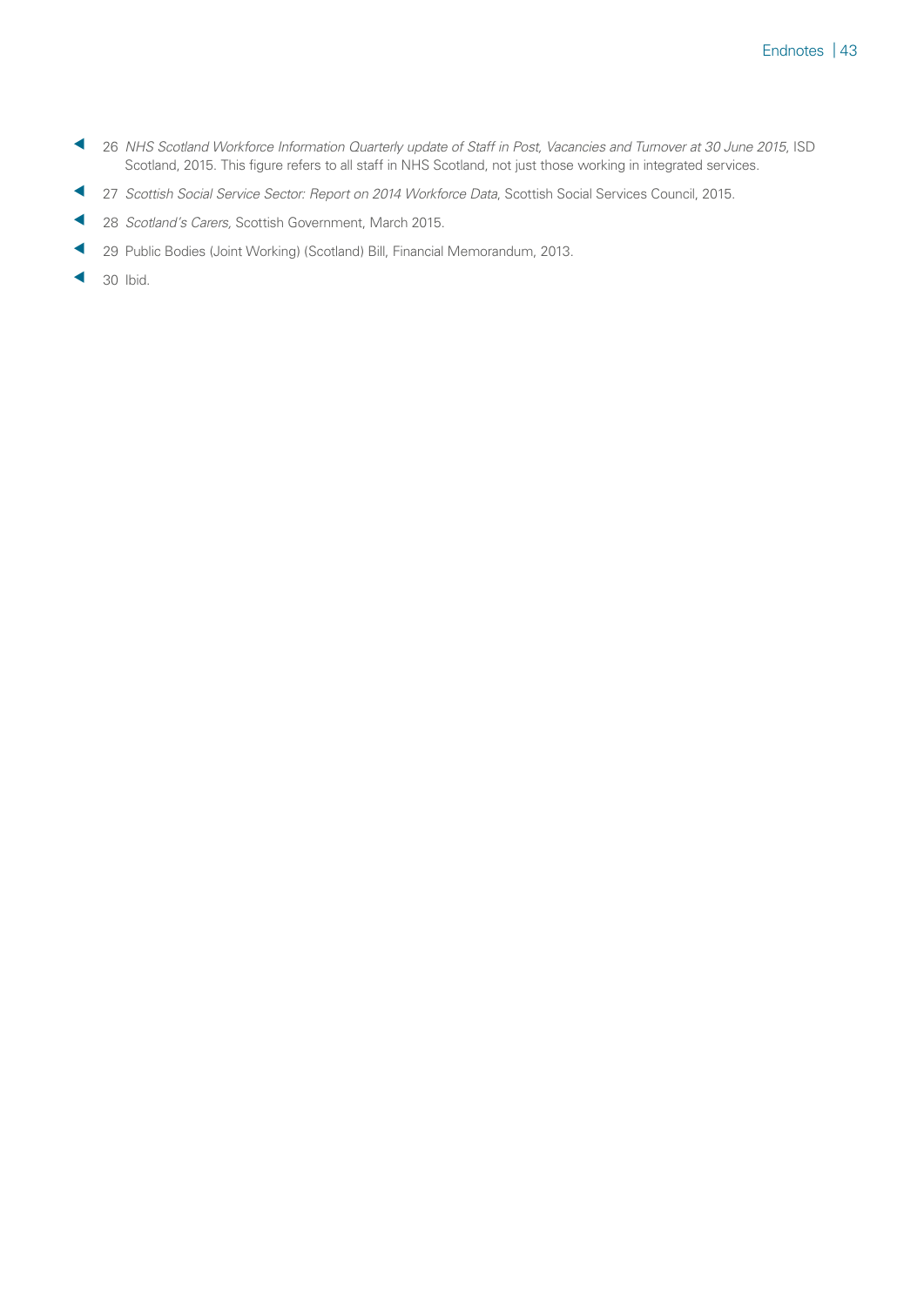26 *NHS Scotland Workforce Information Quarterly update of Staff in Post, Vacancies and Turnover at 30 June 2015*, ISD Scotland, 2015. This figure refers to all staff in NHS Scotland, not just those working in integrated services.

27 *Scottish Social Service Sector: Report on 2014 Workforce Data*, Scottish Social Services Council, 2015.

28 *Scotland's Carers,* Scottish Government, March 2015.

29 Public Bodies (Joint Working) (Scotland) Bill, Financial Memorandum, 2013.

30 Ibid.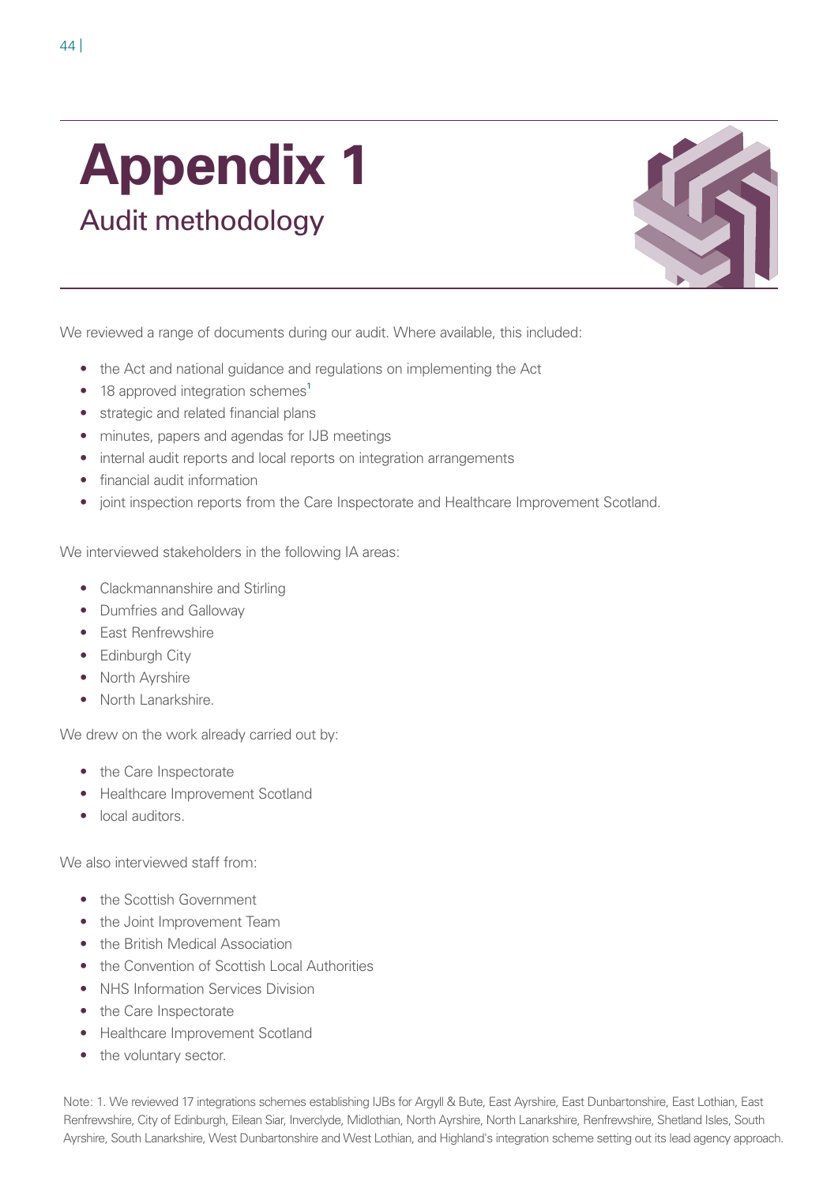# Appendix 1

## Audit methodology

We reviewed a range of documents during our audit. Where available, this included:

- the Act and national guidance and regulations on implementing the Act
- 18 approved integration schemes[1]
- strategic and related financial plans
- minutes, papers and agendas for IJB meetings
- internal audit reports and local reports on integration arrangements
- financial audit information
- joint inspection reports from the Care Inspectorate and Healthcare Improvement Scotland.

We interviewed stakeholders in the following IA areas:

- Clackmannanshire and Stirling
- Dumfries and Galloway
- East Renfrewshire
- Edinburgh City
- North Ayrshire
- North Lanarkshire.

We drew on the work already carried out by:

- the Care Inspectorate
- Healthcare Improvement Scotland
- local auditors.

We also interviewed staff from:

- the Scottish Government
- the Joint Improvement Team
- the British Medical Association
- the Convention of Scottish Local Authorities
- NHS Information Services Division
- the Care Inspectorate
- Healthcare Improvement Scotland
- the voluntary sector.

Note: 1. We reviewed 17 integrations schemes establishing IJBs for Argyll & Bute, East Ayrshire, East Dunbartonshire, East Lothian, East Renfrewshire, City of Edinburgh, Eilean Siar, Inverclyde, Midlothian, North Ayrshire, North Lanarkshire, Renfrewshire, Shetland Isles, South Ayrshire, South Lanarkshire, West Dunbartonshire and West Lothian, and Highland's integration scheme setting out its lead agency approach.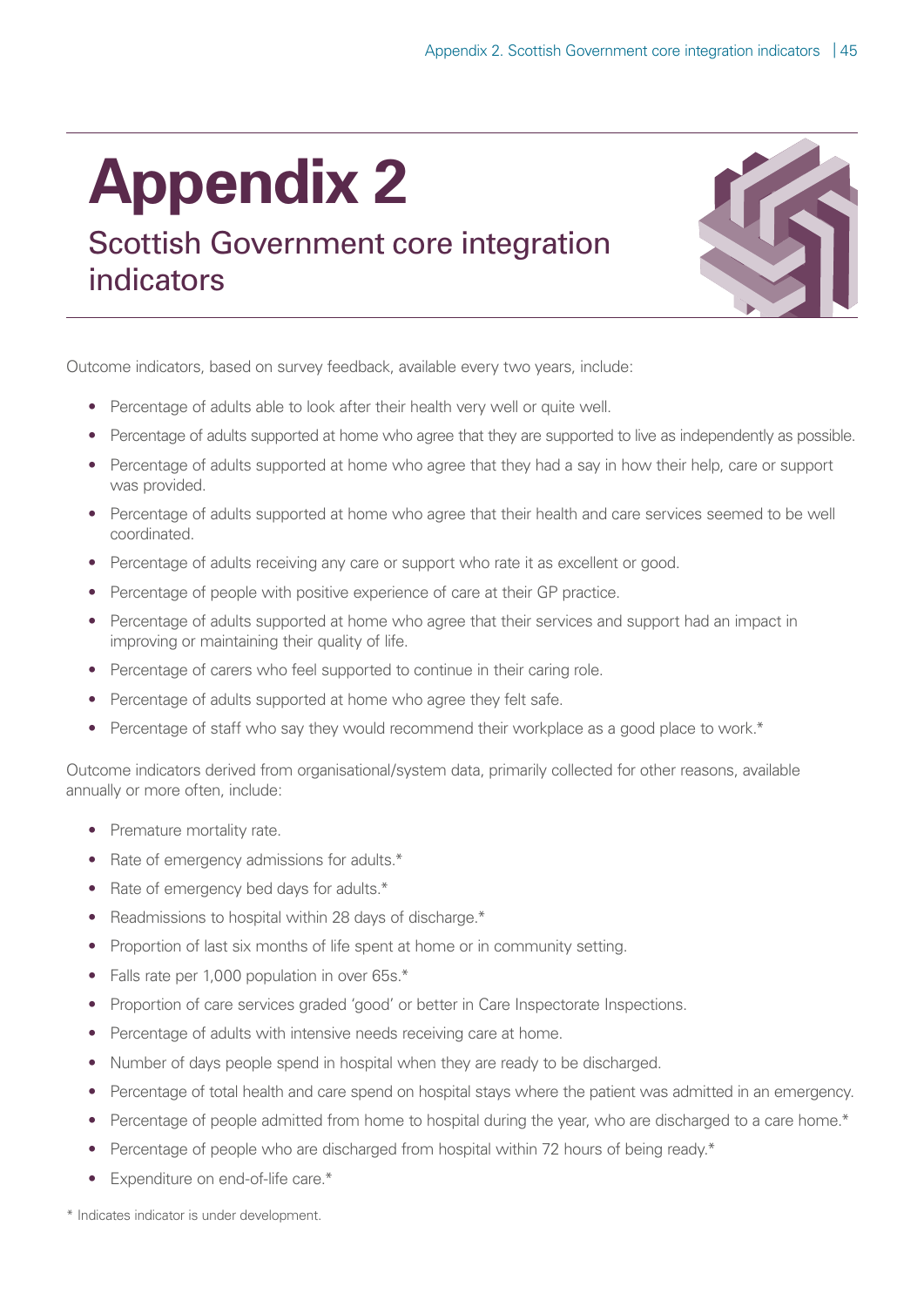# Appendix 2

## Scottish Government core integration indicators

Outcome indicators, based on survey feedback, available every two years, include:

- Percentage of adults able to look after their health very well or quite well.
- Percentage of adults supported at home who agree that they are supported to live as independently as possible.
- Percentage of adults supported at home who agree that they had a say in how their help, care or support was provided.
- Percentage of adults supported at home who agree that their health and care services seemed to be well coordinated.
- Percentage of adults receiving any care or support who rate it as excellent or good.
- Percentage of people with positive experience of care at their GP practice.
- Percentage of adults supported at home who agree that their services and support had an impact in improving or maintaining their quality of life.
- Percentage of carers who feel supported to continue in their caring role.
- Percentage of adults supported at home who agree they felt safe.
- Percentage of staff who say they would recommend their workplace as a good place to work.*

Outcome indicators derived from organisational/system data, primarily collected for other reasons, available annually or more often, include:

- Premature mortality rate.
- Rate of emergency admissions for adults.*
- Rate of emergency bed days for adults.*
- Readmissions to hospital within 28 days of discharge.*
- Proportion of last six months of life spent at home or in community setting.
- Falls rate per 1,000 population in over 65s.*
- Proportion of care services graded 'good' or better in Care Inspectorate Inspections.
- Percentage of adults with intensive needs receiving care at home.
- Number of days people spend in hospital when they are ready to be discharged.
- Percentage of total health and care spend on hospital stays where the patient was admitted in an emergency.
- Percentage of people admitted from home to hospital during the year, who are discharged to a care home.*
- Percentage of people who are discharged from hospital within 72 hours of being ready.*
- Expenditure on end-of-life care.*

\* Indicates indicator is under development.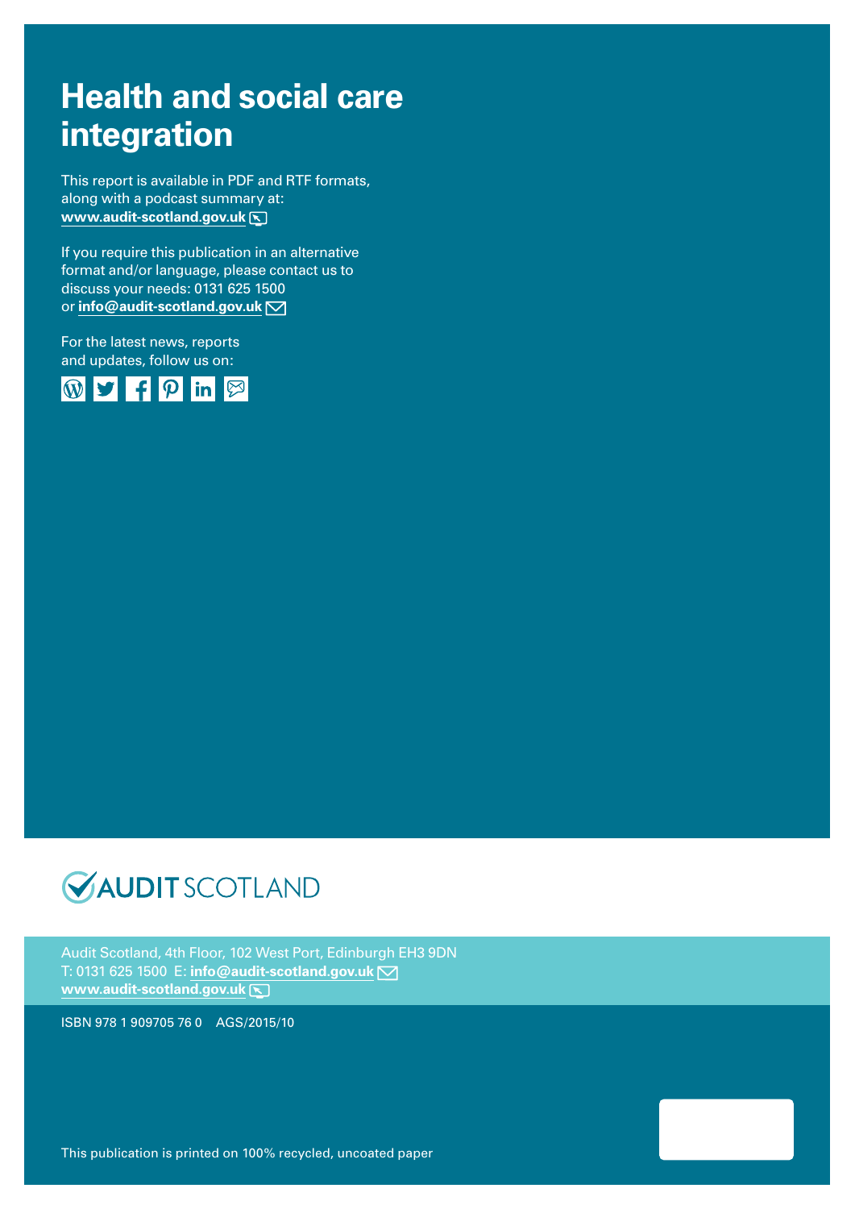# Health and social care integration

This report is available in PDF and RTF formats, along with a podcast summary at: **www.audit-scotland.gov.uk**

If you require this publication in an alternative format and/or language, please contact us to discuss your needs: 0131 625 1500 or **info@audit-scotland.gov.uk**

For the latest news, reports and updates, follow us on:

AUDIT SCOTLAND

Audit Scotland, 4th Floor, 102 West Port, Edinburgh EH3 9DN
T: 0131 625 1500 E: **info@audit-scotland.gov.uk**
**www.audit-scotland.gov.uk**

ISBN 978 1 909705 76 0 AGS/2015/10

This publication is printed on 100% recycled, uncoated paper